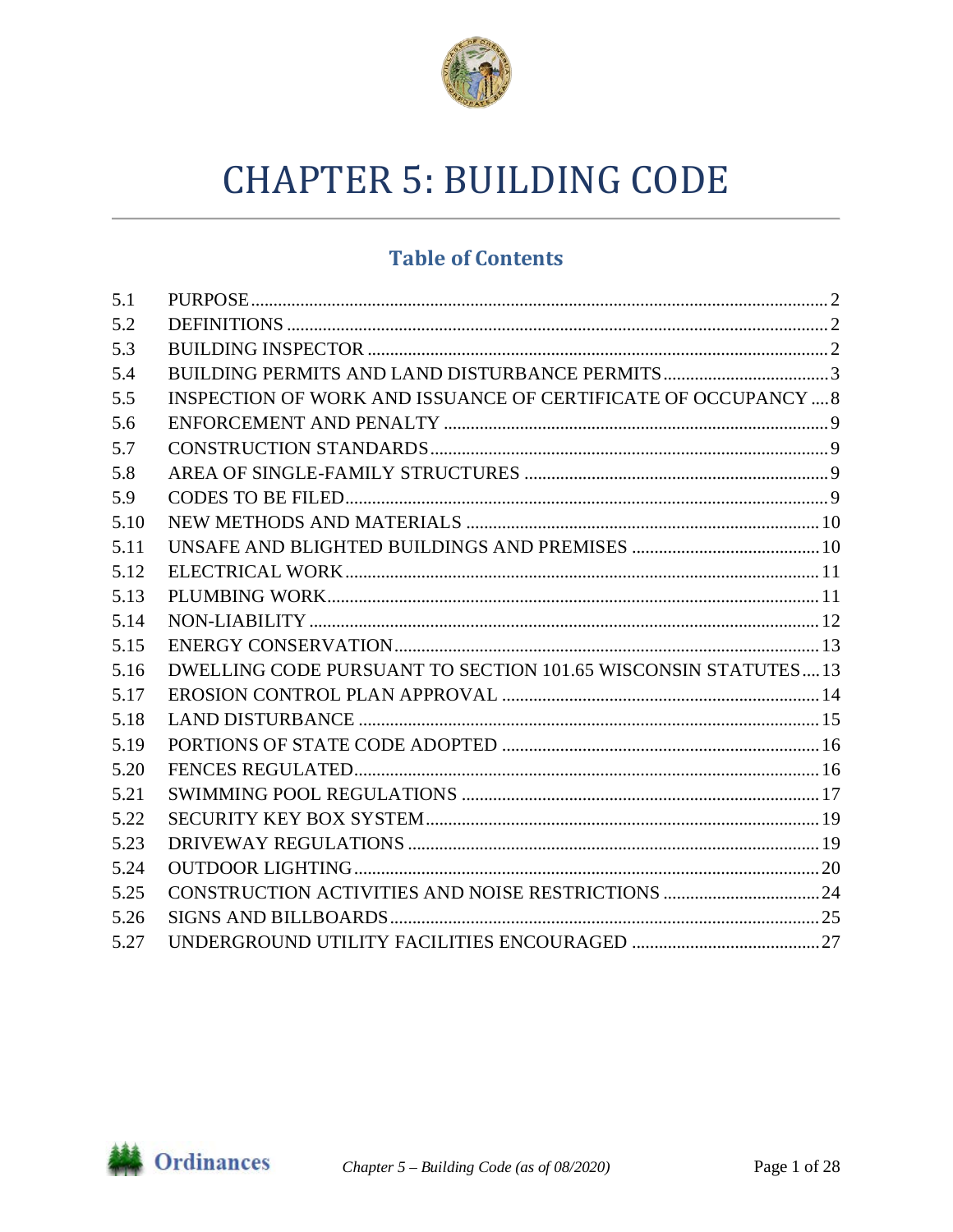# CHAPTER 5: BUILDING CODE

## Table of Contents

| | | |
|---|---|---|
| 5.1 | PURPOSE | 2 |
| 5.2 | DEFINITIONS | 2 |
| 5.3 | BUILDING INSPECTOR | 2 |
| 5.4 | BUILDING PERMITS AND LAND DISTURBANCE PERMITS | 3 |
| 5.5 | INSPECTION OF WORK AND ISSUANCE OF CERTIFICATE OF OCCUPANCY | 8 |
| 5.6 | ENFORCEMENT AND PENALTY | 9 |
| 5.7 | CONSTRUCTION STANDARDS | 9 |
| 5.8 | AREA OF SINGLE-FAMILY STRUCTURES | 9 |
| 5.9 | CODES TO BE FILED | 9 |
| 5.10 | NEW METHODS AND MATERIALS | 10 |
| 5.11 | UNSAFE AND BLIGHTED BUILDINGS AND PREMISES | 10 |
| 5.12 | ELECTRICAL WORK | 11 |
| 5.13 | PLUMBING WORK | 11 |
| 5.14 | NON-LIABILITY | 12 |
| 5.15 | ENERGY CONSERVATION | 13 |
| 5.16 | DWELLING CODE PURSUANT TO SECTION 101.65 WISCONSIN STATUTES | 13 |
| 5.17 | EROSION CONTROL PLAN APPROVAL | 14 |
| 5.18 | LAND DISTURBANCE | 15 |
| 5.19 | PORTIONS OF STATE CODE ADOPTED | 16 |
| 5.20 | FENCES REGULATED | 16 |
| 5.21 | SWIMMING POOL REGULATIONS | 17 |
| 5.22 | SECURITY KEY BOX SYSTEM | 19 |
| 5.23 | DRIVEWAY REGULATIONS | 19 |
| 5.24 | OUTDOOR LIGHTING | 20 |
| 5.25 | CONSTRUCTION ACTIVITIES AND NOISE RESTRICTIONS | 24 |
| 5.26 | SIGNS AND BILLBOARDS | 25 |
| 5.27 | UNDERGROUND UTILITY FACILITIES ENCOURAGED | 27 |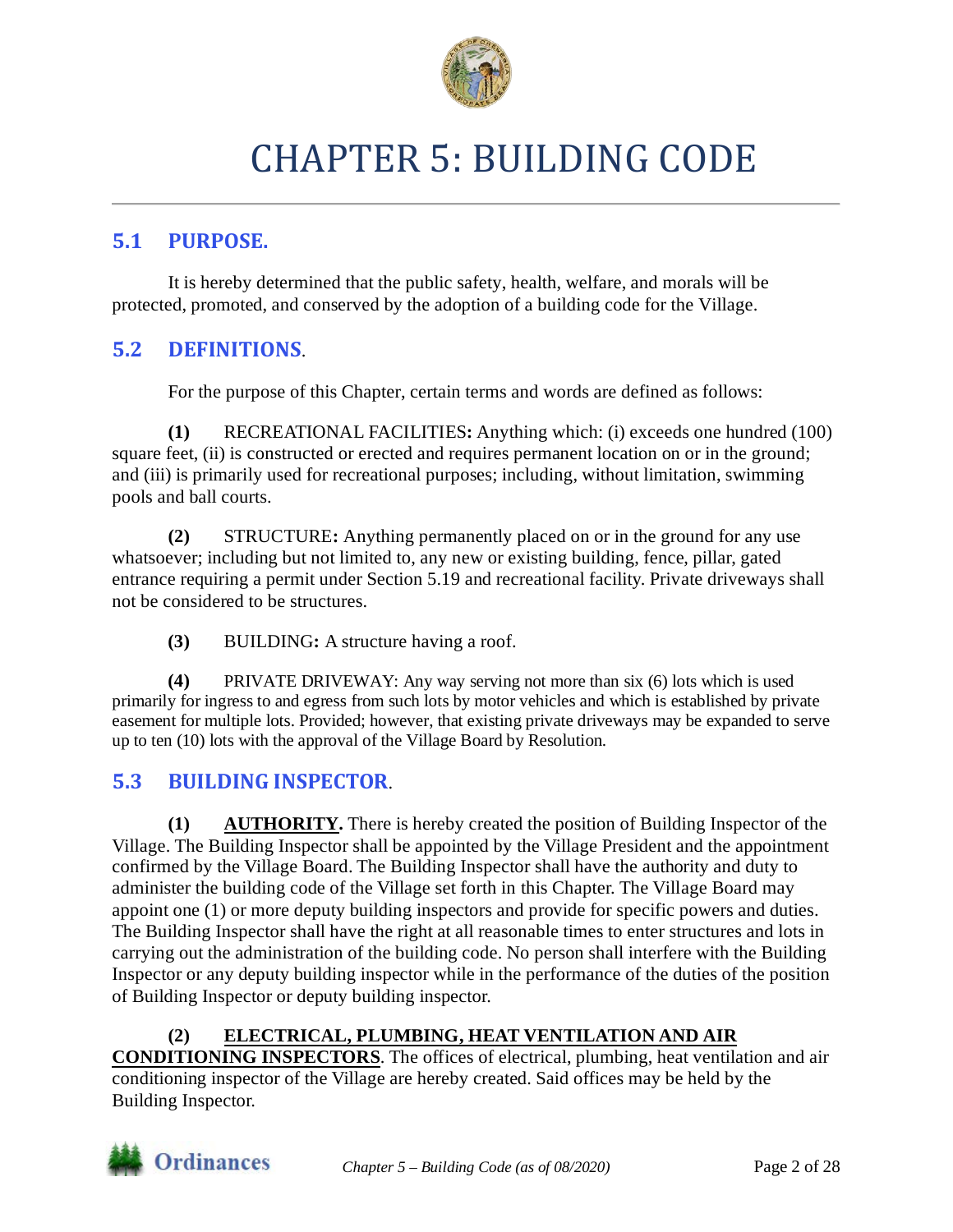# CHAPTER 5: BUILDING CODE

## 5.1 PURPOSE.

It is hereby determined that the public safety, health, welfare, and morals will be protected, promoted, and conserved by the adoption of a building code for the Village.

## 5.2 DEFINITIONS.

For the purpose of this Chapter, certain terms and words are defined as follows:

**(1)** RECREATIONAL FACILITIES**:** Anything which: (i) exceeds one hundred (100) square feet, (ii) is constructed or erected and requires permanent location on or in the ground; and (iii) is primarily used for recreational purposes; including, without limitation, swimming pools and ball courts.

**(2)** STRUCTURE**:** Anything permanently placed on or in the ground for any use whatsoever; including but not limited to, any new or existing building, fence, pillar, gated entrance requiring a permit under Section 5.19 and recreational facility. Private driveways shall not be considered to be structures.

**(3)** BUILDING**:** A structure having a roof.

**(4)** PRIVATE DRIVEWAY: Any way serving not more than six (6) lots which is used primarily for ingress to and egress from such lots by motor vehicles and which is established by private easement for multiple lots. Provided; however, that existing private driveways may be expanded to serve up to ten (10) lots with the approval of the Village Board by Resolution.

## 5.3 BUILDING INSPECTOR.

**(1)** **<u>AUTHORITY</u>.** There is hereby created the position of Building Inspector of the Village. The Building Inspector shall be appointed by the Village President and the appointment confirmed by the Village Board. The Building Inspector shall have the authority and duty to administer the building code of the Village set forth in this Chapter. The Village Board may appoint one (1) or more deputy building inspectors and provide for specific powers and duties. The Building Inspector shall have the right at all reasonable times to enter structures and lots in carrying out the administration of the building code. No person shall interfere with the Building Inspector or any deputy building inspector while in the performance of the duties of the position of Building Inspector or deputy building inspector.

**(2)** **<u>ELECTRICAL, PLUMBING, HEAT VENTILATION AND AIR CONDITIONING INSPECTORS</u>**. The offices of electrical, plumbing, heat ventilation and air conditioning inspector of the Village are hereby created. Said offices may be held by the Building Inspector.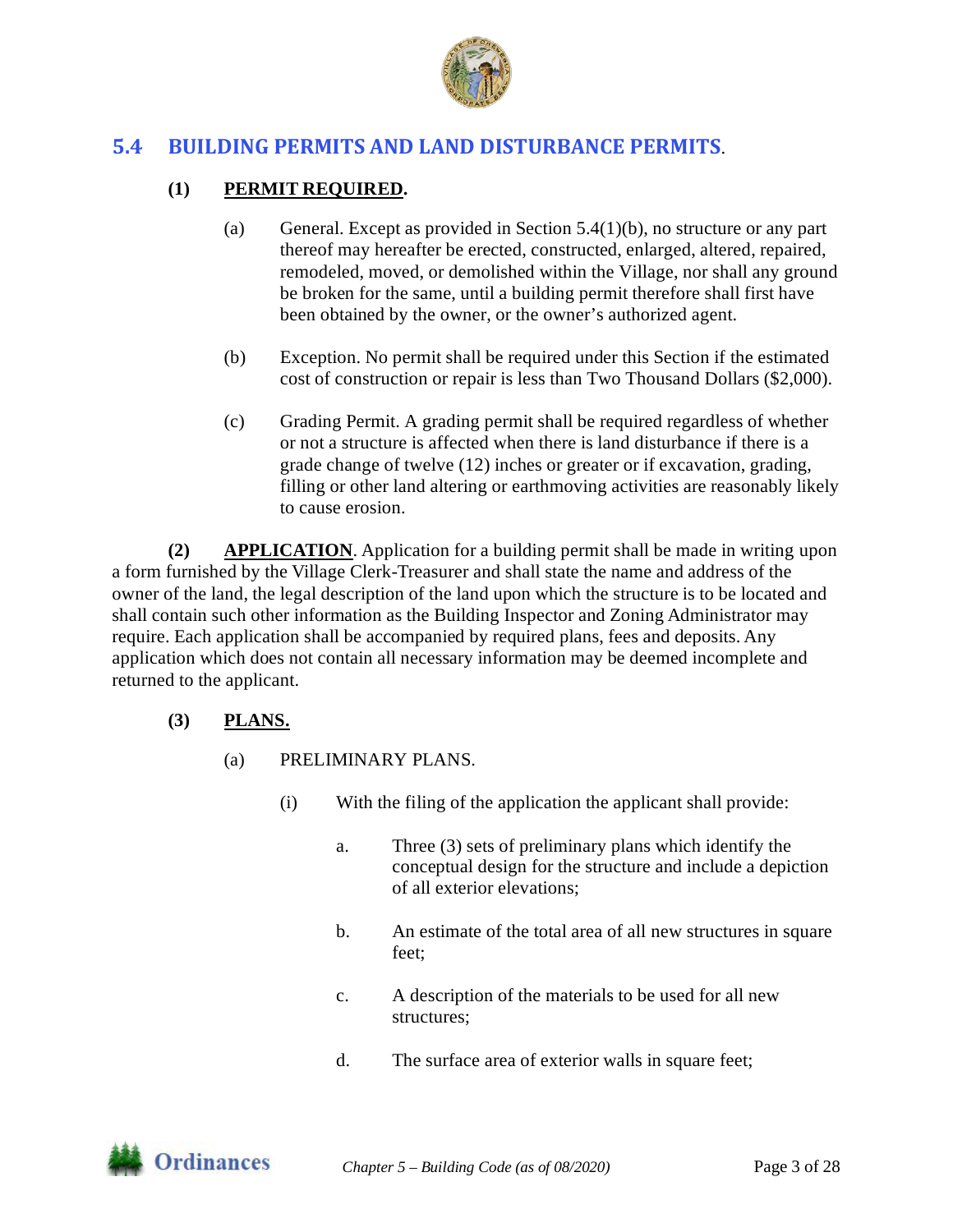## 5.4 BUILDING PERMITS AND LAND DISTURBANCE PERMITS.

**(1) <u>PERMIT REQUIRED</u>.**

(a) General. Except as provided in Section 5.4(1)(b), no structure or any part thereof may hereafter be erected, constructed, enlarged, altered, repaired, remodeled, moved, or demolished within the Village, nor shall any ground be broken for the same, until a building permit therefore shall first have been obtained by the owner, or the owner's authorized agent.

(b) Exception. No permit shall be required under this Section if the estimated cost of construction or repair is less than Two Thousand Dollars ($2,000).

(c) Grading Permit. A grading permit shall be required regardless of whether or not a structure is affected when there is land disturbance if there is a grade change of twelve (12) inches or greater or if excavation, grading, filling or other land altering or earthmoving activities are reasonably likely to cause erosion.

**(2) <u>APPLICATION</u>**. Application for a building permit shall be made in writing upon a form furnished by the Village Clerk-Treasurer and shall state the name and address of the owner of the land, the legal description of the land upon which the structure is to be located and shall contain such other information as the Building Inspector and Zoning Administrator may require. Each application shall be accompanied by required plans, fees and deposits. Any application which does not contain all necessary information may be deemed incomplete and returned to the applicant.

**(3) <u>PLANS.</u>**

(a) PRELIMINARY PLANS.

(i) With the filing of the application the applicant shall provide:

a. Three (3) sets of preliminary plans which identify the conceptual design for the structure and include a depiction of all exterior elevations;

b. An estimate of the total area of all new structures in square feet;

c. A description of the materials to be used for all new structures;

d. The surface area of exterior walls in square feet;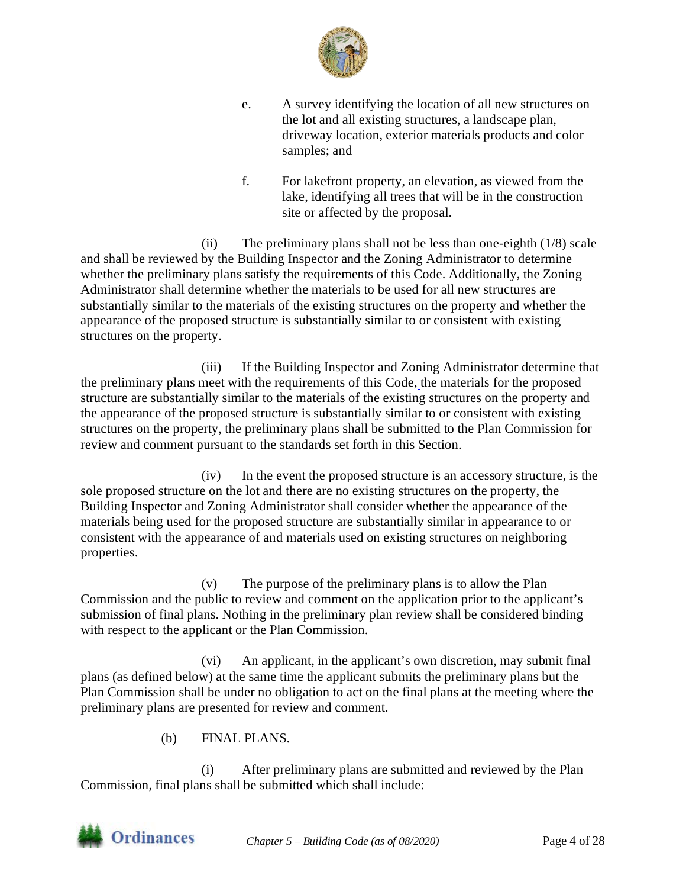e. A survey identifying the location of all new structures on the lot and all existing structures, a landscape plan, driveway location, exterior materials products and color samples; and

f. For lakefront property, an elevation, as viewed from the lake, identifying all trees that will be in the construction site or affected by the proposal.

(ii) The preliminary plans shall not be less than one-eighth (1/8) scale and shall be reviewed by the Building Inspector and the Zoning Administrator to determine whether the preliminary plans satisfy the requirements of this Code. Additionally, the Zoning Administrator shall determine whether the materials to be used for all new structures are substantially similar to the materials of the existing structures on the property and whether the appearance of the proposed structure is substantially similar to or consistent with existing structures on the property.

(iii) If the Building Inspector and Zoning Administrator determine that the preliminary plans meet with the requirements of this Code, the materials for the proposed structure are substantially similar to the materials of the existing structures on the property and the appearance of the proposed structure is substantially similar to or consistent with existing structures on the property, the preliminary plans shall be submitted to the Plan Commission for review and comment pursuant to the standards set forth in this Section.

(iv) In the event the proposed structure is an accessory structure, is the sole proposed structure on the lot and there are no existing structures on the property, the Building Inspector and Zoning Administrator shall consider whether the appearance of the materials being used for the proposed structure are substantially similar in appearance to or consistent with the appearance of and materials used on existing structures on neighboring properties.

(v) The purpose of the preliminary plans is to allow the Plan Commission and the public to review and comment on the application prior to the applicant's submission of final plans. Nothing in the preliminary plan review shall be considered binding with respect to the applicant or the Plan Commission.

(vi) An applicant, in the applicant's own discretion, may submit final plans (as defined below) at the same time the applicant submits the preliminary plans but the Plan Commission shall be under no obligation to act on the final plans at the meeting where the preliminary plans are presented for review and comment.

(b) FINAL PLANS.

(i) After preliminary plans are submitted and reviewed by the Plan Commission, final plans shall be submitted which shall include: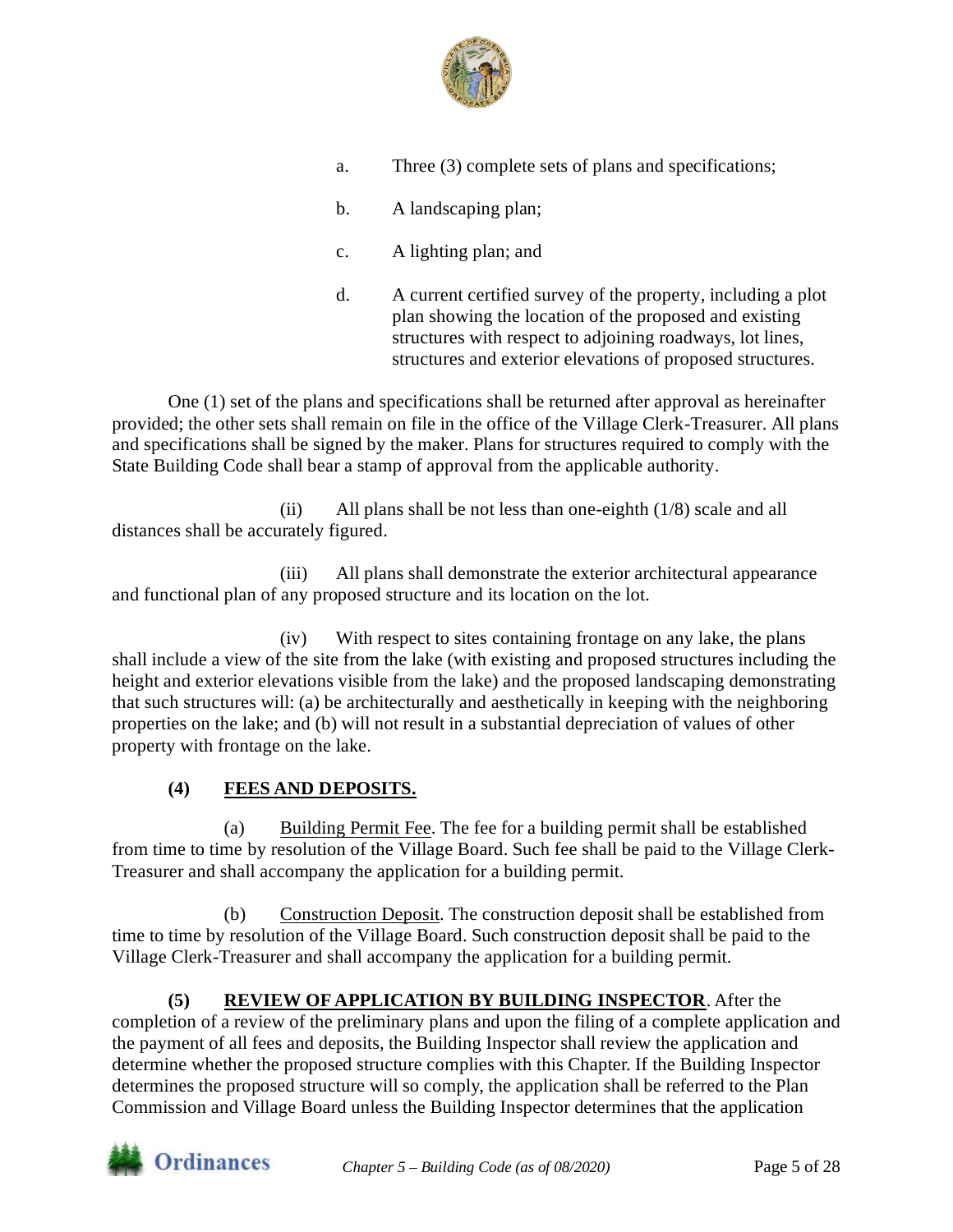a. Three (3) complete sets of plans and specifications;

b. A landscaping plan;

c. A lighting plan; and

d. A current certified survey of the property, including a plot plan showing the location of the proposed and existing structures with respect to adjoining roadways, lot lines, structures and exterior elevations of proposed structures.

One (1) set of the plans and specifications shall be returned after approval as hereinafter provided; the other sets shall remain on file in the office of the Village Clerk-Treasurer. All plans and specifications shall be signed by the maker. Plans for structures required to comply with the State Building Code shall bear a stamp of approval from the applicable authority.

(ii) All plans shall be not less than one-eighth (1/8) scale and all distances shall be accurately figured.

(iii) All plans shall demonstrate the exterior architectural appearance and functional plan of any proposed structure and its location on the lot.

(iv) With respect to sites containing frontage on any lake, the plans shall include a view of the site from the lake (with existing and proposed structures including the height and exterior elevations visible from the lake) and the proposed landscaping demonstrating that such structures will: (a) be architecturally and aesthetically in keeping with the neighboring properties on the lake; and (b) will not result in a substantial depreciation of values of other property with frontage on the lake.

**(4) <u>FEES AND DEPOSITS.</u>**

(a) <u>Building Permit Fee</u>. The fee for a building permit shall be established from time to time by resolution of the Village Board. Such fee shall be paid to the Village Clerk-Treasurer and shall accompany the application for a building permit.

(b) <u>Construction Deposit</u>. The construction deposit shall be established from time to time by resolution of the Village Board. Such construction deposit shall be paid to the Village Clerk-Treasurer and shall accompany the application for a building permit.

**(5) <u>REVIEW OF APPLICATION BY BUILDING INSPECTOR</u>**. After the completion of a review of the preliminary plans and upon the filing of a complete application and the payment of all fees and deposits, the Building Inspector shall review the application and determine whether the proposed structure complies with this Chapter. If the Building Inspector determines the proposed structure will so comply, the application shall be referred to the Plan Commission and Village Board unless the Building Inspector determines that the application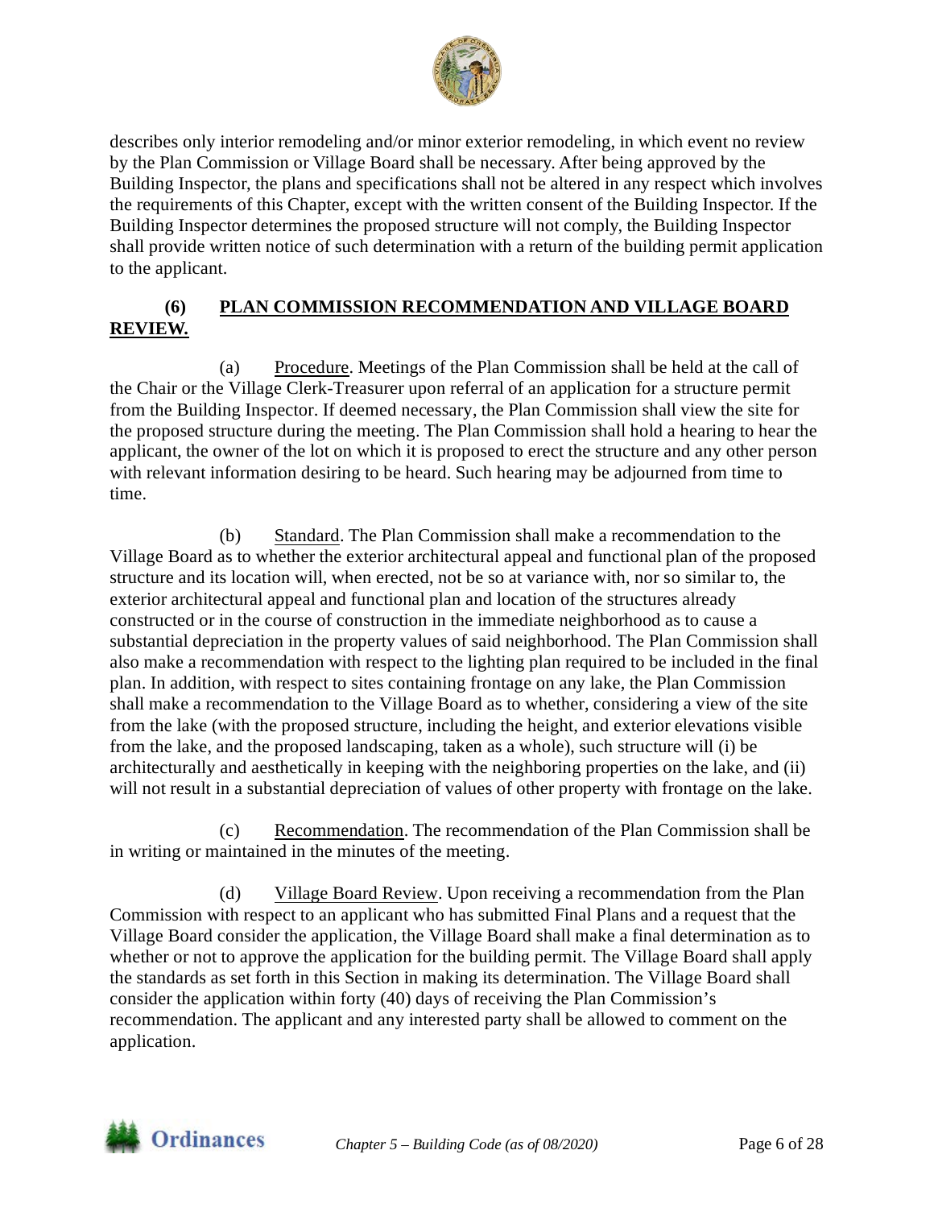describes only interior remodeling and/or minor exterior remodeling, in which event no review by the Plan Commission or Village Board shall be necessary. After being approved by the Building Inspector, the plans and specifications shall not be altered in any respect which involves the requirements of this Chapter, except with the written consent of the Building Inspector. If the Building Inspector determines the proposed structure will not comply, the Building Inspector shall provide written notice of such determination with a return of the building permit application to the applicant.

**(6) PLAN COMMISSION RECOMMENDATION AND VILLAGE BOARD REVIEW.**

(a) Procedure. Meetings of the Plan Commission shall be held at the call of the Chair or the Village Clerk-Treasurer upon referral of an application for a structure permit from the Building Inspector. If deemed necessary, the Plan Commission shall view the site for the proposed structure during the meeting. The Plan Commission shall hold a hearing to hear the applicant, the owner of the lot on which it is proposed to erect the structure and any other person with relevant information desiring to be heard. Such hearing may be adjourned from time to time.

(b) Standard. The Plan Commission shall make a recommendation to the Village Board as to whether the exterior architectural appeal and functional plan of the proposed structure and its location will, when erected, not be so at variance with, nor so similar to, the exterior architectural appeal and functional plan and location of the structures already constructed or in the course of construction in the immediate neighborhood as to cause a substantial depreciation in the property values of said neighborhood. The Plan Commission shall also make a recommendation with respect to the lighting plan required to be included in the final plan. In addition, with respect to sites containing frontage on any lake, the Plan Commission shall make a recommendation to the Village Board as to whether, considering a view of the site from the lake (with the proposed structure, including the height, and exterior elevations visible from the lake, and the proposed landscaping, taken as a whole), such structure will (i) be architecturally and aesthetically in keeping with the neighboring properties on the lake, and (ii) will not result in a substantial depreciation of values of other property with frontage on the lake.

(c) Recommendation. The recommendation of the Plan Commission shall be in writing or maintained in the minutes of the meeting.

(d) Village Board Review. Upon receiving a recommendation from the Plan Commission with respect to an applicant who has submitted Final Plans and a request that the Village Board consider the application, the Village Board shall make a final determination as to whether or not to approve the application for the building permit. The Village Board shall apply the standards as set forth in this Section in making its determination. The Village Board shall consider the application within forty (40) days of receiving the Plan Commission's recommendation. The applicant and any interested party shall be allowed to comment on the application.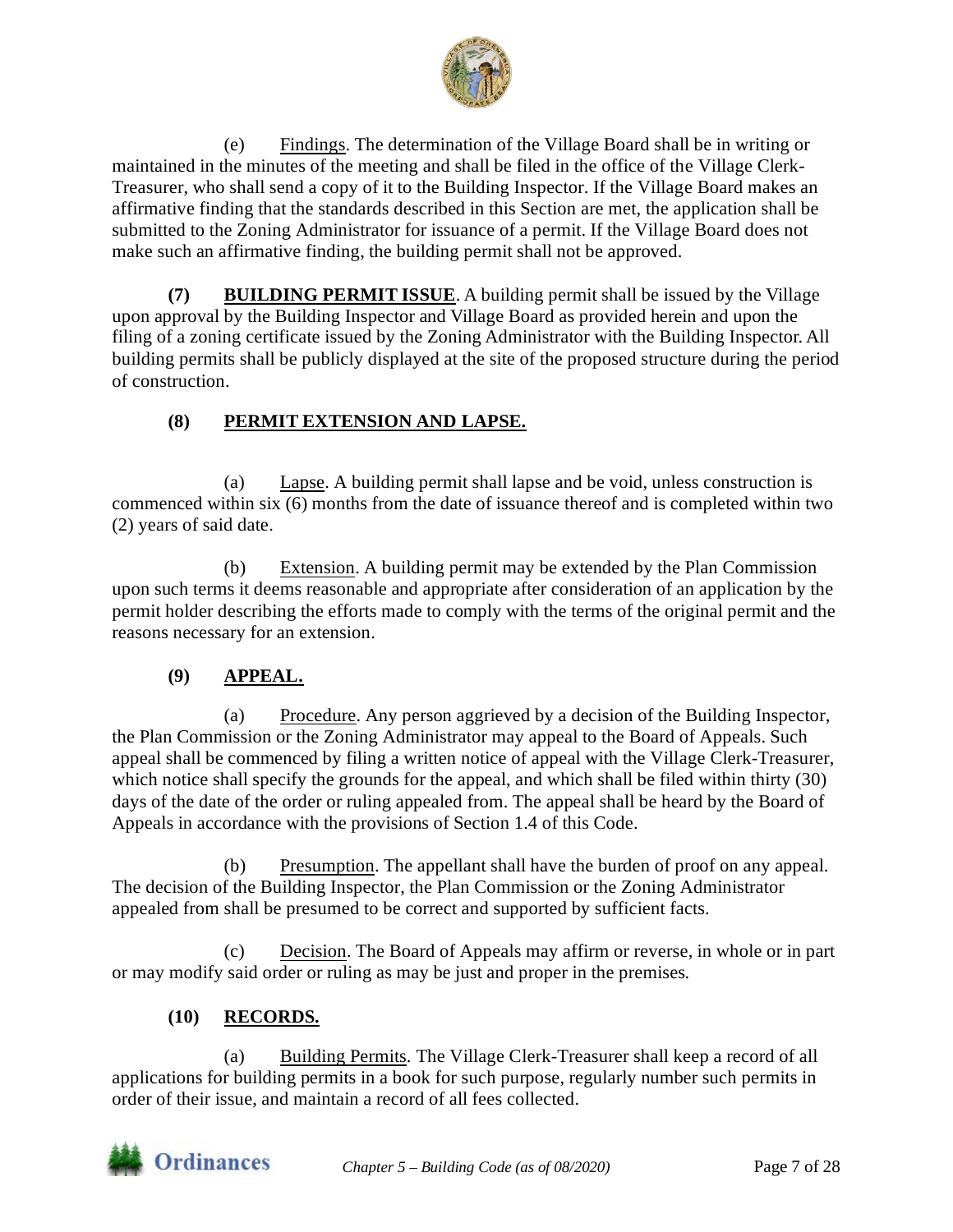(e) Findings. The determination of the Village Board shall be in writing or maintained in the minutes of the meeting and shall be filed in the office of the Village Clerk-Treasurer, who shall send a copy of it to the Building Inspector. If the Village Board makes an affirmative finding that the standards described in this Section are met, the application shall be submitted to the Zoning Administrator for issuance of a permit. If the Village Board does not make such an affirmative finding, the building permit shall not be approved.

**(7) BUILDING PERMIT ISSUE**. A building permit shall be issued by the Village upon approval by the Building Inspector and Village Board as provided herein and upon the filing of a zoning certificate issued by the Zoning Administrator with the Building Inspector. All building permits shall be publicly displayed at the site of the proposed structure during the period of construction.

**(8) PERMIT EXTENSION AND LAPSE.**

(a) Lapse. A building permit shall lapse and be void, unless construction is commenced within six (6) months from the date of issuance thereof and is completed within two (2) years of said date.

(b) Extension. A building permit may be extended by the Plan Commission upon such terms it deems reasonable and appropriate after consideration of an application by the permit holder describing the efforts made to comply with the terms of the original permit and the reasons necessary for an extension.

**(9) APPEAL.**

(a) Procedure. Any person aggrieved by a decision of the Building Inspector, the Plan Commission or the Zoning Administrator may appeal to the Board of Appeals. Such appeal shall be commenced by filing a written notice of appeal with the Village Clerk-Treasurer, which notice shall specify the grounds for the appeal, and which shall be filed within thirty (30) days of the date of the order or ruling appealed from. The appeal shall be heard by the Board of Appeals in accordance with the provisions of Section 1.4 of this Code.

(b) Presumption. The appellant shall have the burden of proof on any appeal. The decision of the Building Inspector, the Plan Commission or the Zoning Administrator appealed from shall be presumed to be correct and supported by sufficient facts.

(c) Decision. The Board of Appeals may affirm or reverse, in whole or in part or may modify said order or ruling as may be just and proper in the premises.

**(10) RECORDS.**

(a) Building Permits. The Village Clerk-Treasurer shall keep a record of all applications for building permits in a book for such purpose, regularly number such permits in order of their issue, and maintain a record of all fees collected.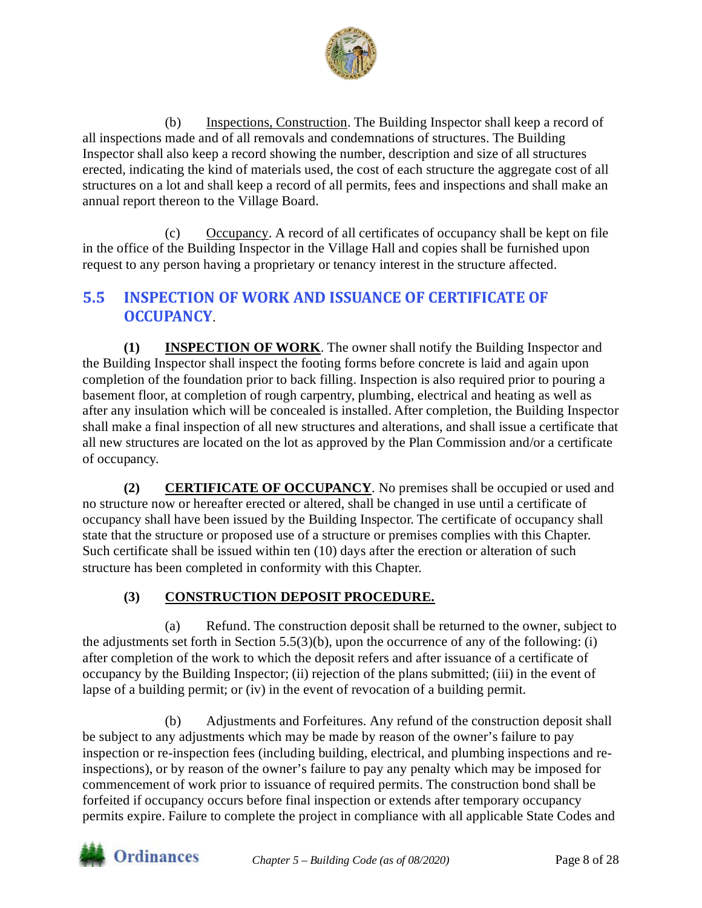(b) Inspections, Construction. The Building Inspector shall keep a record of all inspections made and of all removals and condemnations of structures. The Building Inspector shall also keep a record showing the number, description and size of all structures erected, indicating the kind of materials used, the cost of each structure the aggregate cost of all structures on a lot and shall keep a record of all permits, fees and inspections and shall make an annual report thereon to the Village Board.

(c) Occupancy. A record of all certificates of occupancy shall be kept on file in the office of the Building Inspector in the Village Hall and copies shall be furnished upon request to any person having a proprietary or tenancy interest in the structure affected.

## 5.5 INSPECTION OF WORK AND ISSUANCE OF CERTIFICATE OF OCCUPANCY.

**(1) INSPECTION OF WORK**. The owner shall notify the Building Inspector and the Building Inspector shall inspect the footing forms before concrete is laid and again upon completion of the foundation prior to back filling. Inspection is also required prior to pouring a basement floor, at completion of rough carpentry, plumbing, electrical and heating as well as after any insulation which will be concealed is installed. After completion, the Building Inspector shall make a final inspection of all new structures and alterations, and shall issue a certificate that all new structures are located on the lot as approved by the Plan Commission and/or a certificate of occupancy.

**(2) CERTIFICATE OF OCCUPANCY**. No premises shall be occupied or used and no structure now or hereafter erected or altered, shall be changed in use until a certificate of occupancy shall have been issued by the Building Inspector. The certificate of occupancy shall state that the structure or proposed use of a structure or premises complies with this Chapter. Such certificate shall be issued within ten (10) days after the erection or alteration of such structure has been completed in conformity with this Chapter.

**(3) CONSTRUCTION DEPOSIT PROCEDURE.**

(a) Refund. The construction deposit shall be returned to the owner, subject to the adjustments set forth in Section 5.5(3)(b), upon the occurrence of any of the following: (i) after completion of the work to which the deposit refers and after issuance of a certificate of occupancy by the Building Inspector; (ii) rejection of the plans submitted; (iii) in the event of lapse of a building permit; or (iv) in the event of revocation of a building permit.

(b) Adjustments and Forfeitures. Any refund of the construction deposit shall be subject to any adjustments which may be made by reason of the owner's failure to pay inspection or re-inspection fees (including building, electrical, and plumbing inspections and re-inspections), or by reason of the owner's failure to pay any penalty which may be imposed for commencement of work prior to issuance of required permits. The construction bond shall be forfeited if occupancy occurs before final inspection or extends after temporary occupancy permits expire. Failure to complete the project in compliance with all applicable State Codes and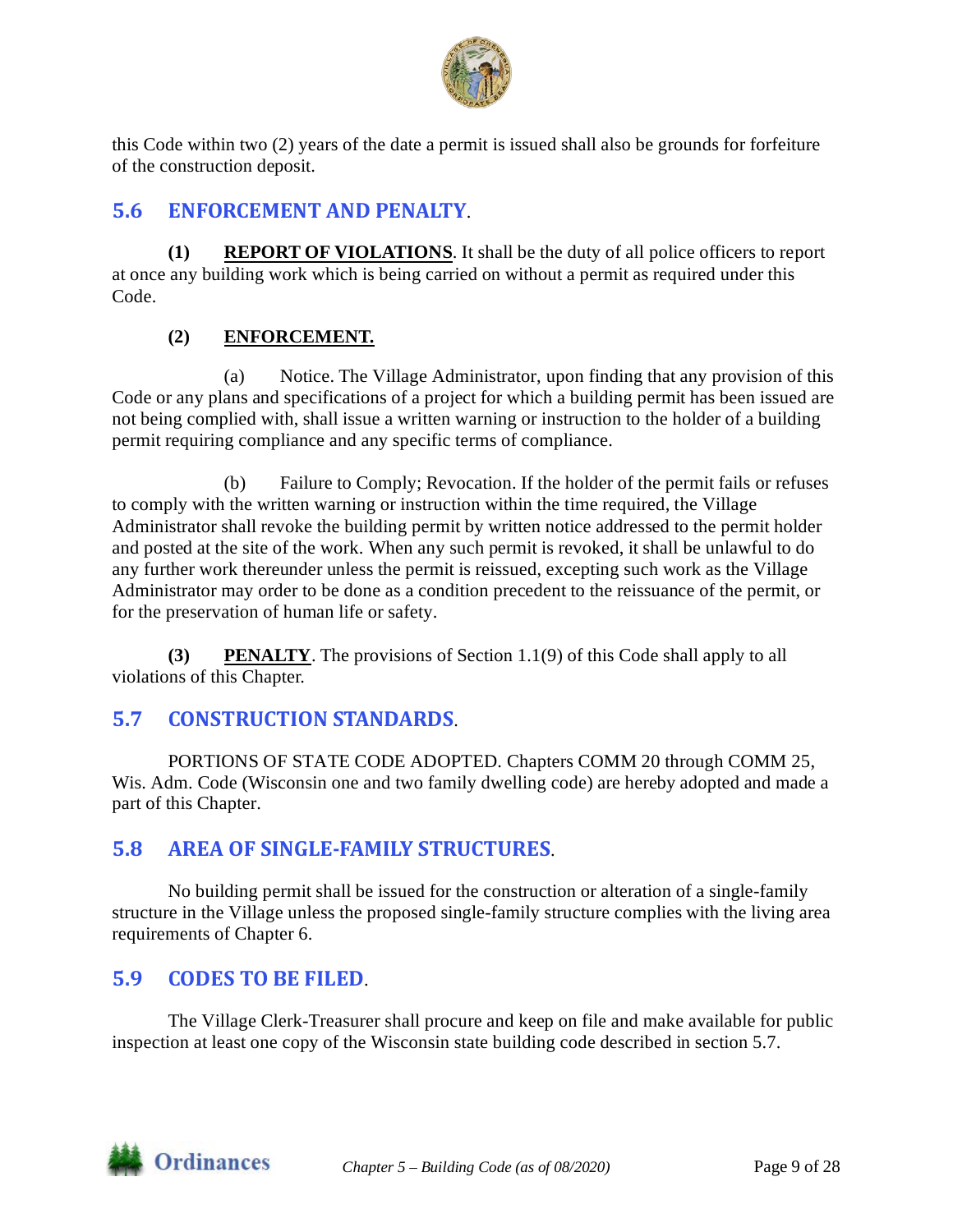this Code within two (2) years of the date a permit is issued shall also be grounds for forfeiture of the construction deposit.

## 5.6 ENFORCEMENT AND PENALTY.

**(1)** **REPORT OF VIOLATIONS**. It shall be the duty of all police officers to report at once any building work which is being carried on without a permit as required under this Code.

**(2)** **ENFORCEMENT.**

(a) Notice. The Village Administrator, upon finding that any provision of this Code or any plans and specifications of a project for which a building permit has been issued are not being complied with, shall issue a written warning or instruction to the holder of a building permit requiring compliance and any specific terms of compliance.

(b) Failure to Comply; Revocation. If the holder of the permit fails or refuses to comply with the written warning or instruction within the time required, the Village Administrator shall revoke the building permit by written notice addressed to the permit holder and posted at the site of the work. When any such permit is revoked, it shall be unlawful to do any further work thereunder unless the permit is reissued, excepting such work as the Village Administrator may order to be done as a condition precedent to the reissuance of the permit, or for the preservation of human life or safety.

**(3)** **PENALTY**. The provisions of Section 1.1(9) of this Code shall apply to all violations of this Chapter.

## 5.7 CONSTRUCTION STANDARDS.

PORTIONS OF STATE CODE ADOPTED. Chapters COMM 20 through COMM 25, Wis. Adm. Code (Wisconsin one and two family dwelling code) are hereby adopted and made a part of this Chapter.

## 5.8 AREA OF SINGLE-FAMILY STRUCTURES.

No building permit shall be issued for the construction or alteration of a single-family structure in the Village unless the proposed single-family structure complies with the living area requirements of Chapter 6.

## 5.9 CODES TO BE FILED.

The Village Clerk-Treasurer shall procure and keep on file and make available for public inspection at least one copy of the Wisconsin state building code described in section 5.7.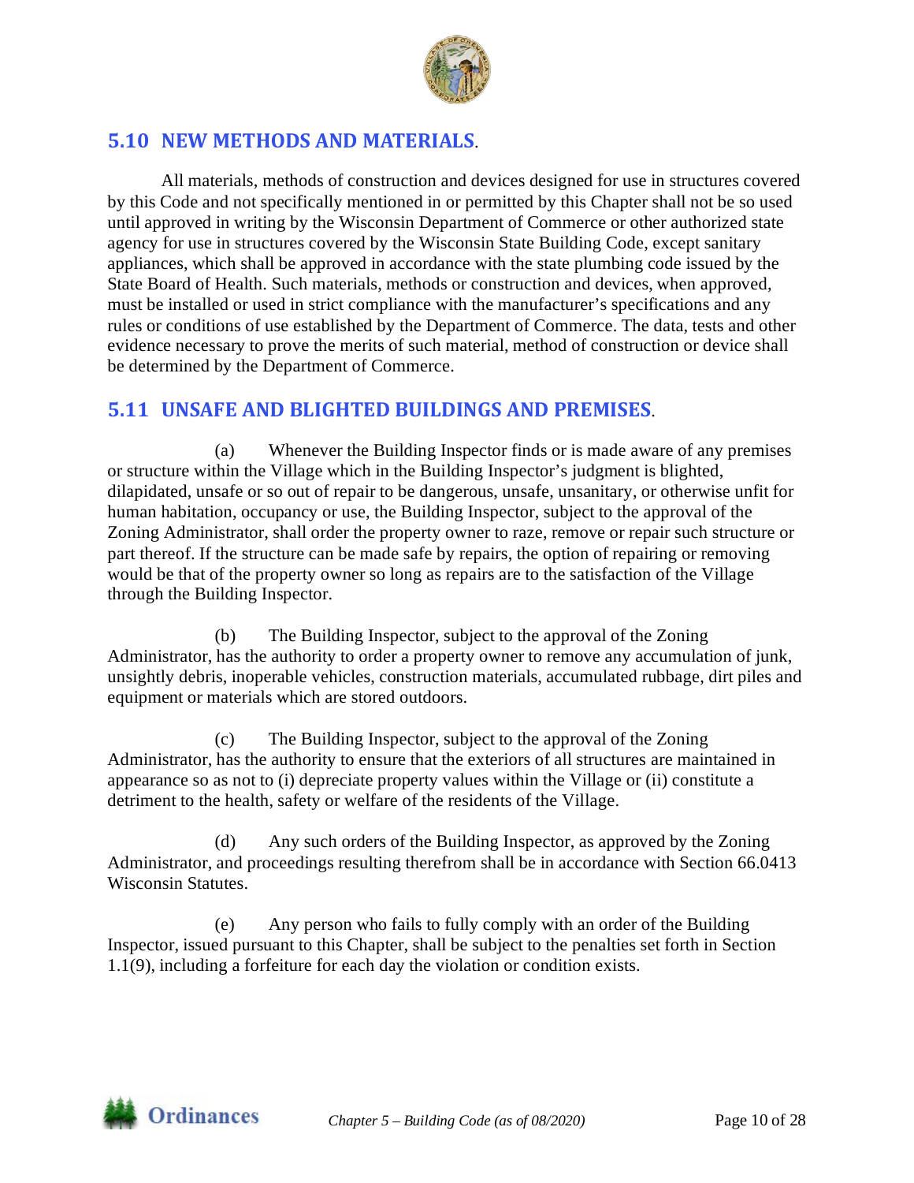## 5.10 NEW METHODS AND MATERIALS.

All materials, methods of construction and devices designed for use in structures covered by this Code and not specifically mentioned in or permitted by this Chapter shall not be so used until approved in writing by the Wisconsin Department of Commerce or other authorized state agency for use in structures covered by the Wisconsin State Building Code, except sanitary appliances, which shall be approved in accordance with the state plumbing code issued by the State Board of Health. Such materials, methods or construction and devices, when approved, must be installed or used in strict compliance with the manufacturer's specifications and any rules or conditions of use established by the Department of Commerce. The data, tests and other evidence necessary to prove the merits of such material, method of construction or device shall be determined by the Department of Commerce.

## 5.11 UNSAFE AND BLIGHTED BUILDINGS AND PREMISES.

(a) Whenever the Building Inspector finds or is made aware of any premises or structure within the Village which in the Building Inspector's judgment is blighted, dilapidated, unsafe or so out of repair to be dangerous, unsafe, unsanitary, or otherwise unfit for human habitation, occupancy or use, the Building Inspector, subject to the approval of the Zoning Administrator, shall order the property owner to raze, remove or repair such structure or part thereof. If the structure can be made safe by repairs, the option of repairing or removing would be that of the property owner so long as repairs are to the satisfaction of the Village through the Building Inspector.

(b) The Building Inspector, subject to the approval of the Zoning Administrator, has the authority to order a property owner to remove any accumulation of junk, unsightly debris, inoperable vehicles, construction materials, accumulated rubbage, dirt piles and equipment or materials which are stored outdoors.

(c) The Building Inspector, subject to the approval of the Zoning Administrator, has the authority to ensure that the exteriors of all structures are maintained in appearance so as not to (i) depreciate property values within the Village or (ii) constitute a detriment to the health, safety or welfare of the residents of the Village.

(d) Any such orders of the Building Inspector, as approved by the Zoning Administrator, and proceedings resulting therefrom shall be in accordance with Section 66.0413 Wisconsin Statutes.

(e) Any person who fails to fully comply with an order of the Building Inspector, issued pursuant to this Chapter, shall be subject to the penalties set forth in Section 1.1(9), including a forfeiture for each day the violation or condition exists.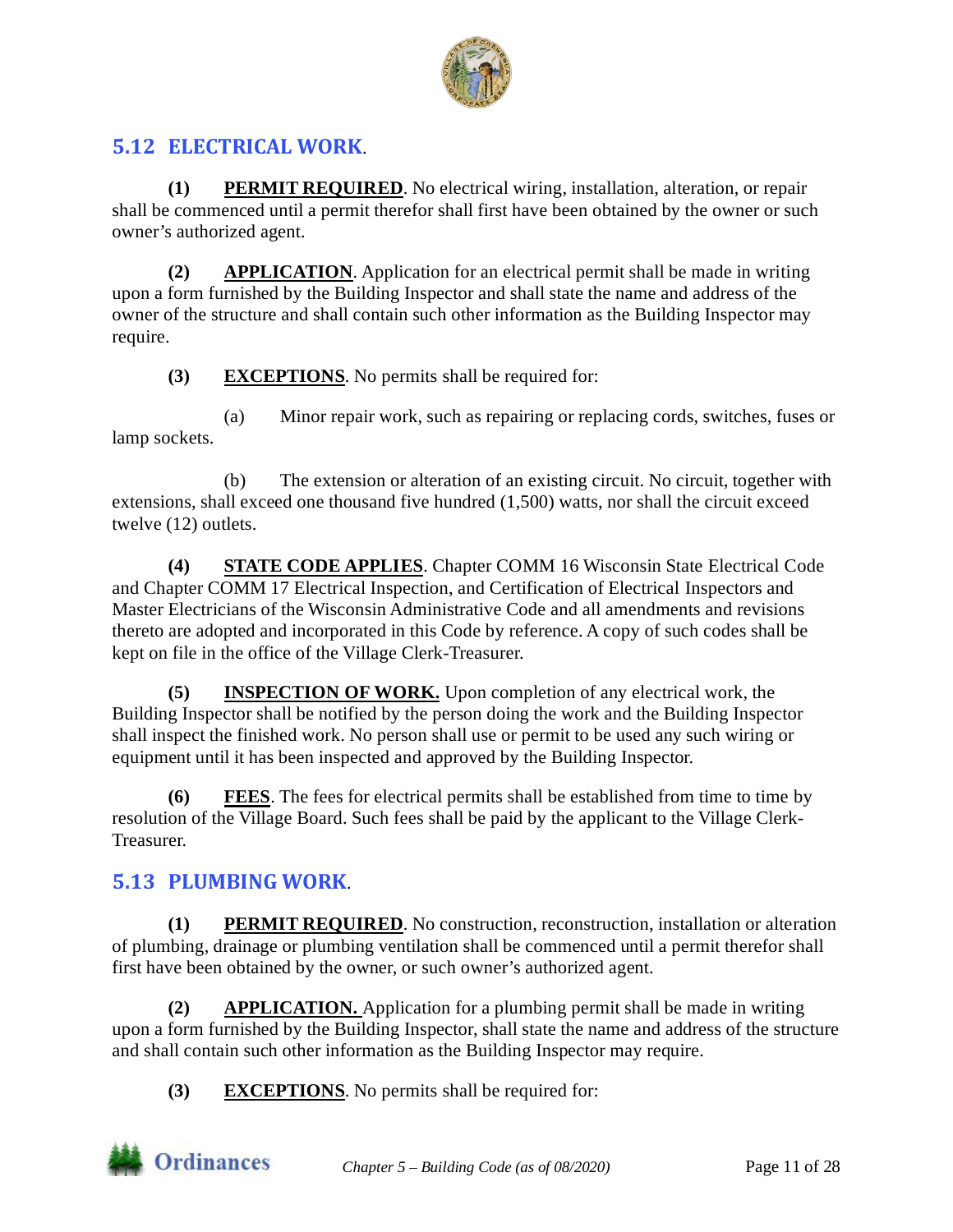## 5.12 ELECTRICAL WORK.

**(1)** **PERMIT REQUIRED**. No electrical wiring, installation, alteration, or repair shall be commenced until a permit therefor shall first have been obtained by the owner or such owner's authorized agent.

**(2)** **APPLICATION**. Application for an electrical permit shall be made in writing upon a form furnished by the Building Inspector and shall state the name and address of the owner of the structure and shall contain such other information as the Building Inspector may require.

**(3)** **EXCEPTIONS**. No permits shall be required for:

(a) Minor repair work, such as repairing or replacing cords, switches, fuses or lamp sockets.

(b) The extension or alteration of an existing circuit. No circuit, together with extensions, shall exceed one thousand five hundred (1,500) watts, nor shall the circuit exceed twelve (12) outlets.

**(4)** **STATE CODE APPLIES**. Chapter COMM 16 Wisconsin State Electrical Code and Chapter COMM 17 Electrical Inspection, and Certification of Electrical Inspectors and Master Electricians of the Wisconsin Administrative Code and all amendments and revisions thereto are adopted and incorporated in this Code by reference. A copy of such codes shall be kept on file in the office of the Village Clerk-Treasurer.

**(5)** **INSPECTION OF WORK.** Upon completion of any electrical work, the Building Inspector shall be notified by the person doing the work and the Building Inspector shall inspect the finished work. No person shall use or permit to be used any such wiring or equipment until it has been inspected and approved by the Building Inspector.

**(6)** **FEES**. The fees for electrical permits shall be established from time to time by resolution of the Village Board. Such fees shall be paid by the applicant to the Village Clerk-Treasurer.

## 5.13 PLUMBING WORK.

**(1)** **PERMIT REQUIRED**. No construction, reconstruction, installation or alteration of plumbing, drainage or plumbing ventilation shall be commenced until a permit therefor shall first have been obtained by the owner, or such owner's authorized agent.

**(2)** **APPLICATION.** Application for a plumbing permit shall be made in writing upon a form furnished by the Building Inspector, shall state the name and address of the structure and shall contain such other information as the Building Inspector may require.

**(3)** **EXCEPTIONS**. No permits shall be required for: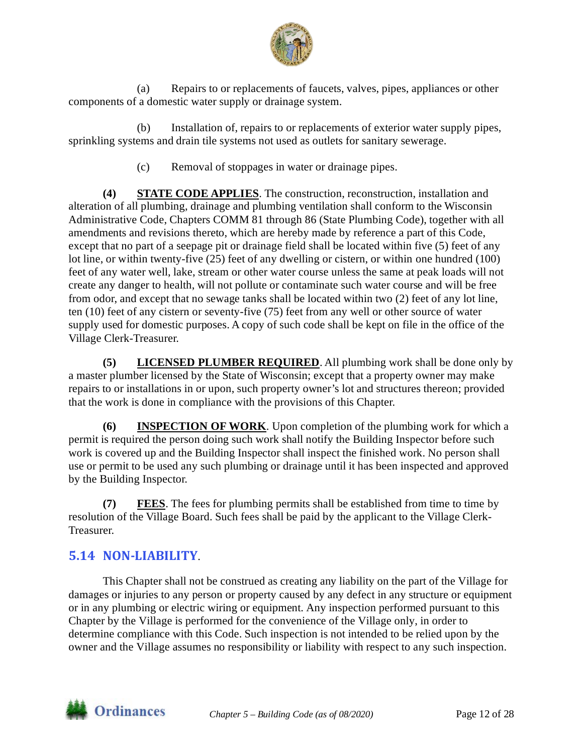(a) Repairs to or replacements of faucets, valves, pipes, appliances or other components of a domestic water supply or drainage system.

(b) Installation of, repairs to or replacements of exterior water supply pipes, sprinkling systems and drain tile systems not used as outlets for sanitary sewerage.

(c) Removal of stoppages in water or drainage pipes.

**(4) STATE CODE APPLIES**. The construction, reconstruction, installation and alteration of all plumbing, drainage and plumbing ventilation shall conform to the Wisconsin Administrative Code, Chapters COMM 81 through 86 (State Plumbing Code), together with all amendments and revisions thereto, which are hereby made by reference a part of this Code, except that no part of a seepage pit or drainage field shall be located within five (5) feet of any lot line, or within twenty-five (25) feet of any dwelling or cistern, or within one hundred (100) feet of any water well, lake, stream or other water course unless the same at peak loads will not create any danger to health, will not pollute or contaminate such water course and will be free from odor, and except that no sewage tanks shall be located within two (2) feet of any lot line, ten (10) feet of any cistern or seventy-five (75) feet from any well or other source of water supply used for domestic purposes. A copy of such code shall be kept on file in the office of the Village Clerk-Treasurer.

**(5) LICENSED PLUMBER REQUIRED**. All plumbing work shall be done only by a master plumber licensed by the State of Wisconsin; except that a property owner may make repairs to or installations in or upon, such property owner's lot and structures thereon; provided that the work is done in compliance with the provisions of this Chapter.

**(6) INSPECTION OF WORK**. Upon completion of the plumbing work for which a permit is required the person doing such work shall notify the Building Inspector before such work is covered up and the Building Inspector shall inspect the finished work. No person shall use or permit to be used any such plumbing or drainage until it has been inspected and approved by the Building Inspector.

**(7) FEES**. The fees for plumbing permits shall be established from time to time by resolution of the Village Board. Such fees shall be paid by the applicant to the Village Clerk-Treasurer.

## 5.14 NON-LIABILITY.

This Chapter shall not be construed as creating any liability on the part of the Village for damages or injuries to any person or property caused by any defect in any structure or equipment or in any plumbing or electric wiring or equipment. Any inspection performed pursuant to this Chapter by the Village is performed for the convenience of the Village only, in order to determine compliance with this Code. Such inspection is not intended to be relied upon by the owner and the Village assumes no responsibility or liability with respect to any such inspection.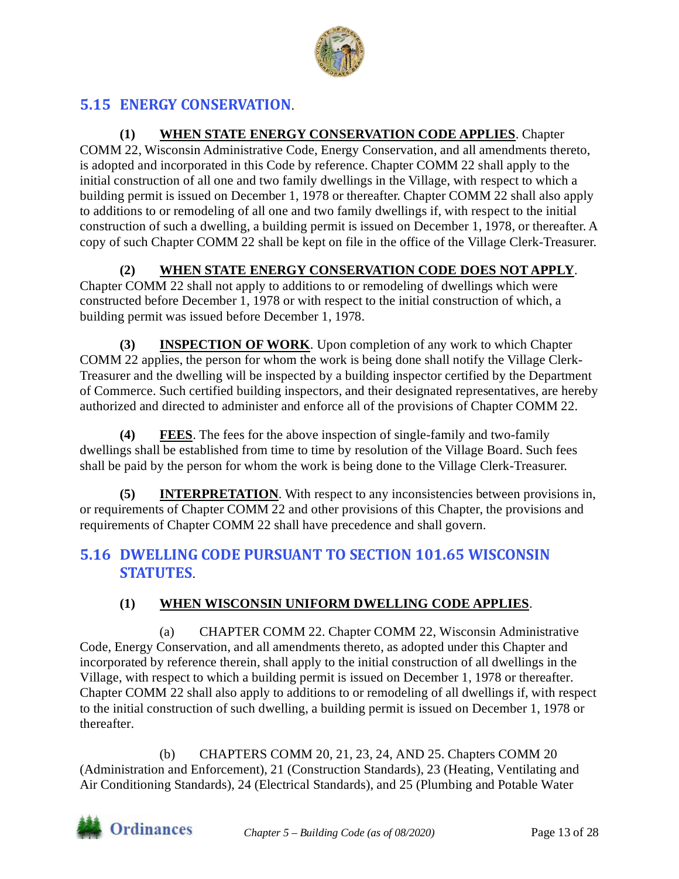## 5.15 ENERGY CONSERVATION.

**(1) WHEN STATE ENERGY CONSERVATION CODE APPLIES**. Chapter COMM 22, Wisconsin Administrative Code, Energy Conservation, and all amendments thereto, is adopted and incorporated in this Code by reference. Chapter COMM 22 shall apply to the initial construction of all one and two family dwellings in the Village, with respect to which a building permit is issued on December 1, 1978 or thereafter. Chapter COMM 22 shall also apply to additions to or remodeling of all one and two family dwellings if, with respect to the initial construction of such a dwelling, a building permit is issued on December 1, 1978, or thereafter. A copy of such Chapter COMM 22 shall be kept on file in the office of the Village Clerk-Treasurer.

**(2) WHEN STATE ENERGY CONSERVATION CODE DOES NOT APPLY**. Chapter COMM 22 shall not apply to additions to or remodeling of dwellings which were constructed before December 1, 1978 or with respect to the initial construction of which, a building permit was issued before December 1, 1978.

**(3) INSPECTION OF WORK**. Upon completion of any work to which Chapter COMM 22 applies, the person for whom the work is being done shall notify the Village Clerk-Treasurer and the dwelling will be inspected by a building inspector certified by the Department of Commerce. Such certified building inspectors, and their designated representatives, are hereby authorized and directed to administer and enforce all of the provisions of Chapter COMM 22.

**(4) FEES**. The fees for the above inspection of single-family and two-family dwellings shall be established from time to time by resolution of the Village Board. Such fees shall be paid by the person for whom the work is being done to the Village Clerk-Treasurer.

**(5) INTERPRETATION**. With respect to any inconsistencies between provisions in, or requirements of Chapter COMM 22 and other provisions of this Chapter, the provisions and requirements of Chapter COMM 22 shall have precedence and shall govern.

## 5.16 DWELLING CODE PURSUANT TO SECTION 101.65 WISCONSIN STATUTES.

**(1) WHEN WISCONSIN UNIFORM DWELLING CODE APPLIES**.

(a) CHAPTER COMM 22. Chapter COMM 22, Wisconsin Administrative Code, Energy Conservation, and all amendments thereto, as adopted under this Chapter and incorporated by reference therein, shall apply to the initial construction of all dwellings in the Village, with respect to which a building permit is issued on December 1, 1978 or thereafter. Chapter COMM 22 shall also apply to additions to or remodeling of all dwellings if, with respect to the initial construction of such dwelling, a building permit is issued on December 1, 1978 or thereafter.

(b) CHAPTERS COMM 20, 21, 23, 24, AND 25. Chapters COMM 20 (Administration and Enforcement), 21 (Construction Standards), 23 (Heating, Ventilating and Air Conditioning Standards), 24 (Electrical Standards), and 25 (Plumbing and Potable Water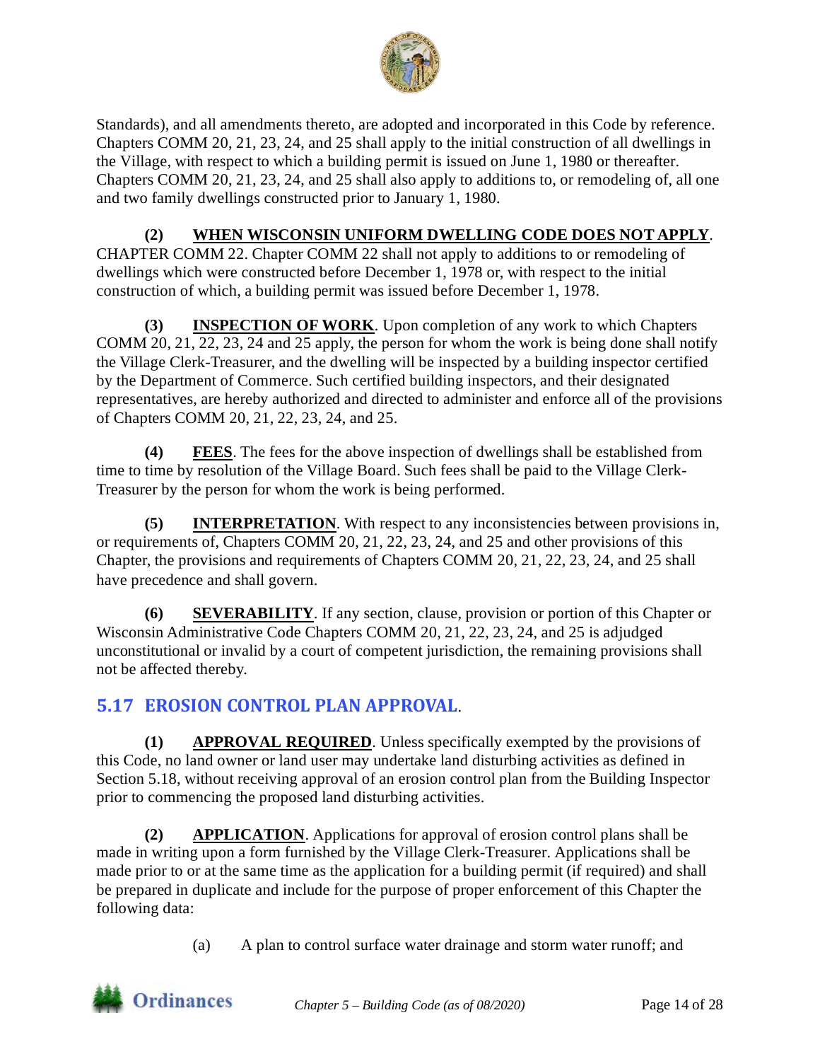Standards), and all amendments thereto, are adopted and incorporated in this Code by reference. Chapters COMM 20, 21, 23, 24, and 25 shall apply to the initial construction of all dwellings in the Village, with respect to which a building permit is issued on June 1, 1980 or thereafter. Chapters COMM 20, 21, 23, 24, and 25 shall also apply to additions to, or remodeling of, all one and two family dwellings constructed prior to January 1, 1980.

**(2) WHEN WISCONSIN UNIFORM DWELLING CODE DOES NOT APPLY**. CHAPTER COMM 22. Chapter COMM 22 shall not apply to additions to or remodeling of dwellings which were constructed before December 1, 1978 or, with respect to the initial construction of which, a building permit was issued before December 1, 1978.

**(3) INSPECTION OF WORK**. Upon completion of any work to which Chapters COMM 20, 21, 22, 23, 24 and 25 apply, the person for whom the work is being done shall notify the Village Clerk-Treasurer, and the dwelling will be inspected by a building inspector certified by the Department of Commerce. Such certified building inspectors, and their designated representatives, are hereby authorized and directed to administer and enforce all of the provisions of Chapters COMM 20, 21, 22, 23, 24, and 25.

**(4) FEES**. The fees for the above inspection of dwellings shall be established from time to time by resolution of the Village Board. Such fees shall be paid to the Village Clerk-Treasurer by the person for whom the work is being performed.

**(5) INTERPRETATION**. With respect to any inconsistencies between provisions in, or requirements of, Chapters COMM 20, 21, 22, 23, 24, and 25 and other provisions of this Chapter, the provisions and requirements of Chapters COMM 20, 21, 22, 23, 24, and 25 shall have precedence and shall govern.

**(6) SEVERABILITY**. If any section, clause, provision or portion of this Chapter or Wisconsin Administrative Code Chapters COMM 20, 21, 22, 23, 24, and 25 is adjudged unconstitutional or invalid by a court of competent jurisdiction, the remaining provisions shall not be affected thereby.

## 5.17 EROSION CONTROL PLAN APPROVAL.

**(1) APPROVAL REQUIRED**. Unless specifically exempted by the provisions of this Code, no land owner or land user may undertake land disturbing activities as defined in Section 5.18, without receiving approval of an erosion control plan from the Building Inspector prior to commencing the proposed land disturbing activities.

**(2) APPLICATION**. Applications for approval of erosion control plans shall be made in writing upon a form furnished by the Village Clerk-Treasurer. Applications shall be made prior to or at the same time as the application for a building permit (if required) and shall be prepared in duplicate and include for the purpose of proper enforcement of this Chapter the following data:

(a) A plan to control surface water drainage and storm water runoff; and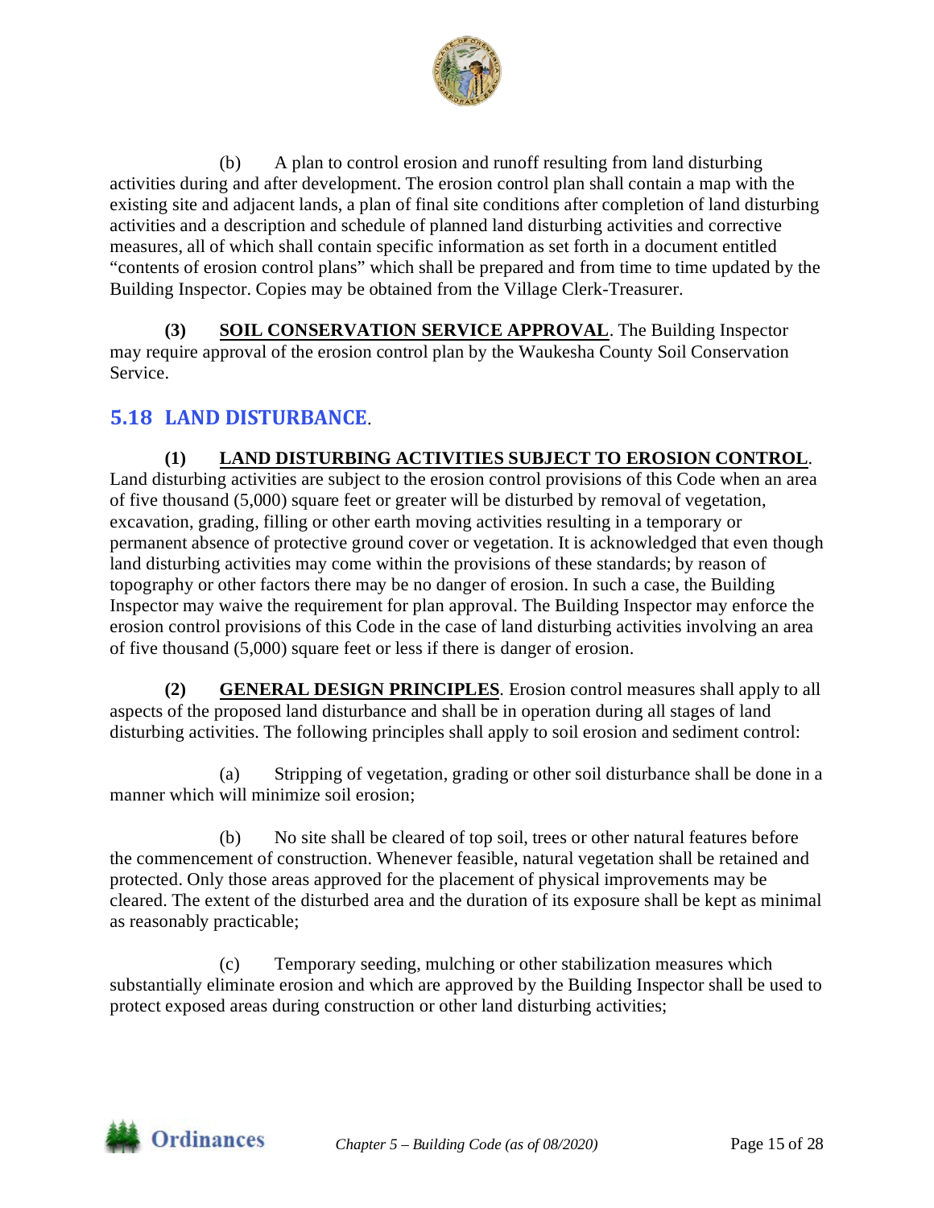(b) A plan to control erosion and runoff resulting from land disturbing activities during and after development. The erosion control plan shall contain a map with the existing site and adjacent lands, a plan of final site conditions after completion of land disturbing activities and a description and schedule of planned land disturbing activities and corrective measures, all of which shall contain specific information as set forth in a document entitled "contents of erosion control plans" which shall be prepared and from time to time updated by the Building Inspector. Copies may be obtained from the Village Clerk-Treasurer.

**(3) SOIL CONSERVATION SERVICE APPROVAL**. The Building Inspector may require approval of the erosion control plan by the Waukesha County Soil Conservation Service.

## 5.18 LAND DISTURBANCE.

**(1) LAND DISTURBING ACTIVITIES SUBJECT TO EROSION CONTROL**. Land disturbing activities are subject to the erosion control provisions of this Code when an area of five thousand (5,000) square feet or greater will be disturbed by removal of vegetation, excavation, grading, filling or other earth moving activities resulting in a temporary or permanent absence of protective ground cover or vegetation. It is acknowledged that even though land disturbing activities may come within the provisions of these standards; by reason of topography or other factors there may be no danger of erosion. In such a case, the Building Inspector may waive the requirement for plan approval. The Building Inspector may enforce the erosion control provisions of this Code in the case of land disturbing activities involving an area of five thousand (5,000) square feet or less if there is danger of erosion.

**(2) GENERAL DESIGN PRINCIPLES**. Erosion control measures shall apply to all aspects of the proposed land disturbance and shall be in operation during all stages of land disturbing activities. The following principles shall apply to soil erosion and sediment control:

(a) Stripping of vegetation, grading or other soil disturbance shall be done in a manner which will minimize soil erosion;

(b) No site shall be cleared of top soil, trees or other natural features before the commencement of construction. Whenever feasible, natural vegetation shall be retained and protected. Only those areas approved for the placement of physical improvements may be cleared. The extent of the disturbed area and the duration of its exposure shall be kept as minimal as reasonably practicable;

(c) Temporary seeding, mulching or other stabilization measures which substantially eliminate erosion and which are approved by the Building Inspector shall be used to protect exposed areas during construction or other land disturbing activities;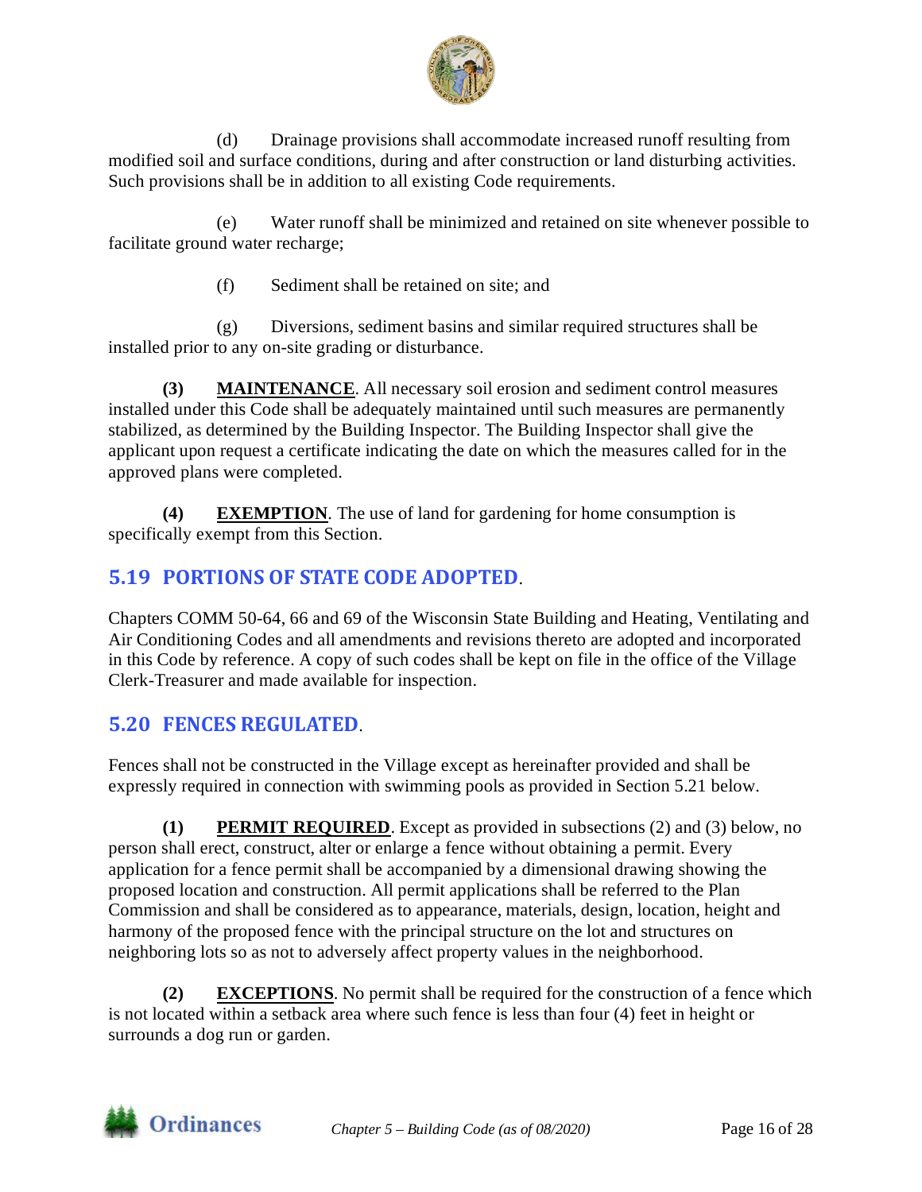(d) Drainage provisions shall accommodate increased runoff resulting from modified soil and surface conditions, during and after construction or land disturbing activities. Such provisions shall be in addition to all existing Code requirements.

(e) Water runoff shall be minimized and retained on site whenever possible to facilitate ground water recharge;

(f) Sediment shall be retained on site; and

(g) Diversions, sediment basins and similar required structures shall be installed prior to any on-site grading or disturbance.

**(3) MAINTENANCE**. All necessary soil erosion and sediment control measures installed under this Code shall be adequately maintained until such measures are permanently stabilized, as determined by the Building Inspector. The Building Inspector shall give the applicant upon request a certificate indicating the date on which the measures called for in the approved plans were completed.

**(4) EXEMPTION**. The use of land for gardening for home consumption is specifically exempt from this Section.

## 5.19 PORTIONS OF STATE CODE ADOPTED.

Chapters COMM 50-64, 66 and 69 of the Wisconsin State Building and Heating, Ventilating and Air Conditioning Codes and all amendments and revisions thereto are adopted and incorporated in this Code by reference. A copy of such codes shall be kept on file in the office of the Village Clerk-Treasurer and made available for inspection.

## 5.20 FENCES REGULATED.

Fences shall not be constructed in the Village except as hereinafter provided and shall be expressly required in connection with swimming pools as provided in Section 5.21 below.

**(1) PERMIT REQUIRED**. Except as provided in subsections (2) and (3) below, no person shall erect, construct, alter or enlarge a fence without obtaining a permit. Every application for a fence permit shall be accompanied by a dimensional drawing showing the proposed location and construction. All permit applications shall be referred to the Plan Commission and shall be considered as to appearance, materials, design, location, height and harmony of the proposed fence with the principal structure on the lot and structures on neighboring lots so as not to adversely affect property values in the neighborhood.

**(2) EXCEPTIONS**. No permit shall be required for the construction of a fence which is not located within a setback area where such fence is less than four (4) feet in height or surrounds a dog run or garden.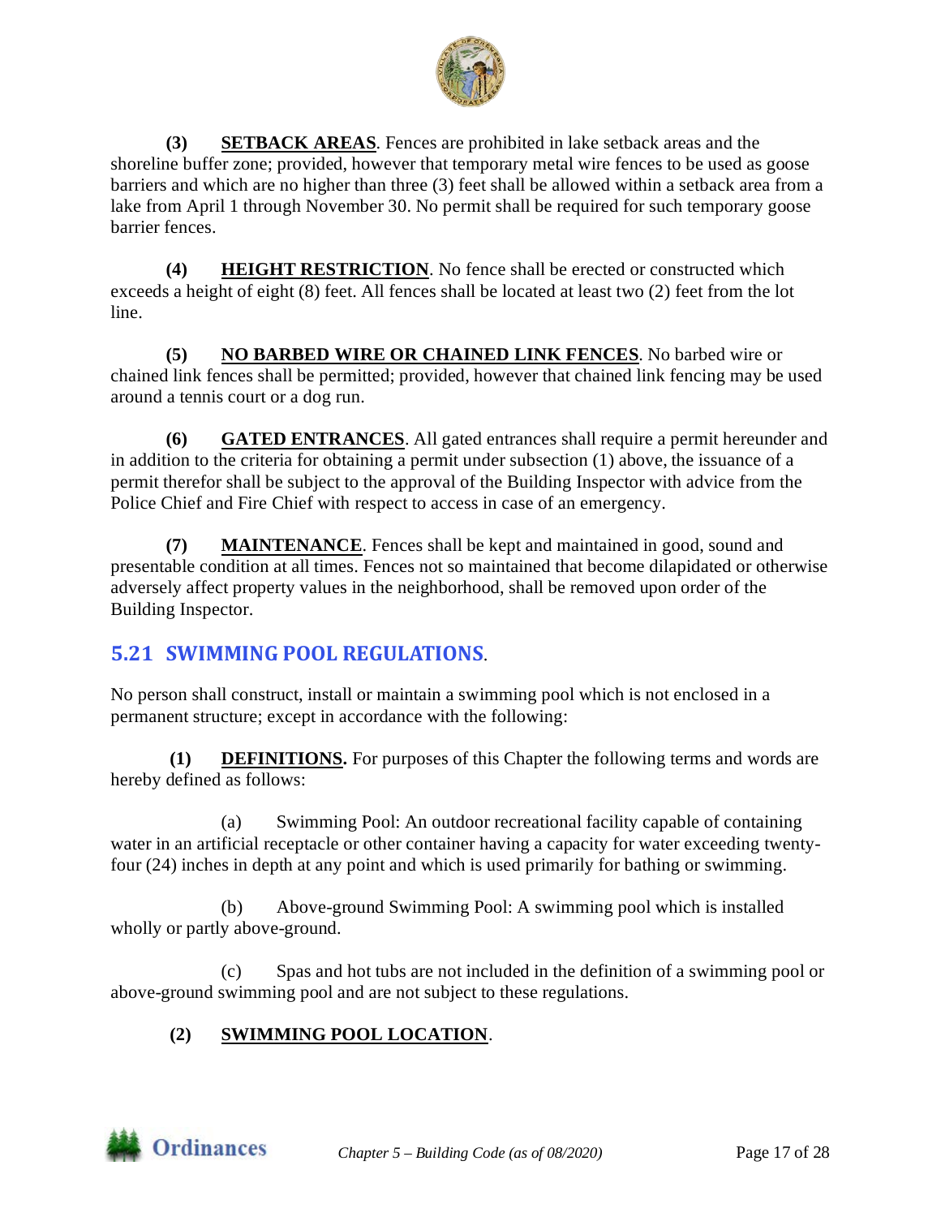**(3)** **SETBACK AREAS**. Fences are prohibited in lake setback areas and the shoreline buffer zone; provided, however that temporary metal wire fences to be used as goose barriers and which are no higher than three (3) feet shall be allowed within a setback area from a lake from April 1 through November 30. No permit shall be required for such temporary goose barrier fences.

**(4)** **HEIGHT RESTRICTION**. No fence shall be erected or constructed which exceeds a height of eight (8) feet. All fences shall be located at least two (2) feet from the lot line.

**(5)** **NO BARBED WIRE OR CHAINED LINK FENCES**. No barbed wire or chained link fences shall be permitted; provided, however that chained link fencing may be used around a tennis court or a dog run.

**(6)** **GATED ENTRANCES**. All gated entrances shall require a permit hereunder and in addition to the criteria for obtaining a permit under subsection (1) above, the issuance of a permit therefor shall be subject to the approval of the Building Inspector with advice from the Police Chief and Fire Chief with respect to access in case of an emergency.

**(7)** **MAINTENANCE**. Fences shall be kept and maintained in good, sound and presentable condition at all times. Fences not so maintained that become dilapidated or otherwise adversely affect property values in the neighborhood, shall be removed upon order of the Building Inspector.

## 5.21 SWIMMING POOL REGULATIONS.

No person shall construct, install or maintain a swimming pool which is not enclosed in a permanent structure; except in accordance with the following:

**(1)** **DEFINITIONS.** For purposes of this Chapter the following terms and words are hereby defined as follows:

(a) Swimming Pool: An outdoor recreational facility capable of containing water in an artificial receptacle or other container having a capacity for water exceeding twenty-four (24) inches in depth at any point and which is used primarily for bathing or swimming.

(b) Above-ground Swimming Pool: A swimming pool which is installed wholly or partly above-ground.

(c) Spas and hot tubs are not included in the definition of a swimming pool or above-ground swimming pool and are not subject to these regulations.

**(2)** **SWIMMING POOL LOCATION**.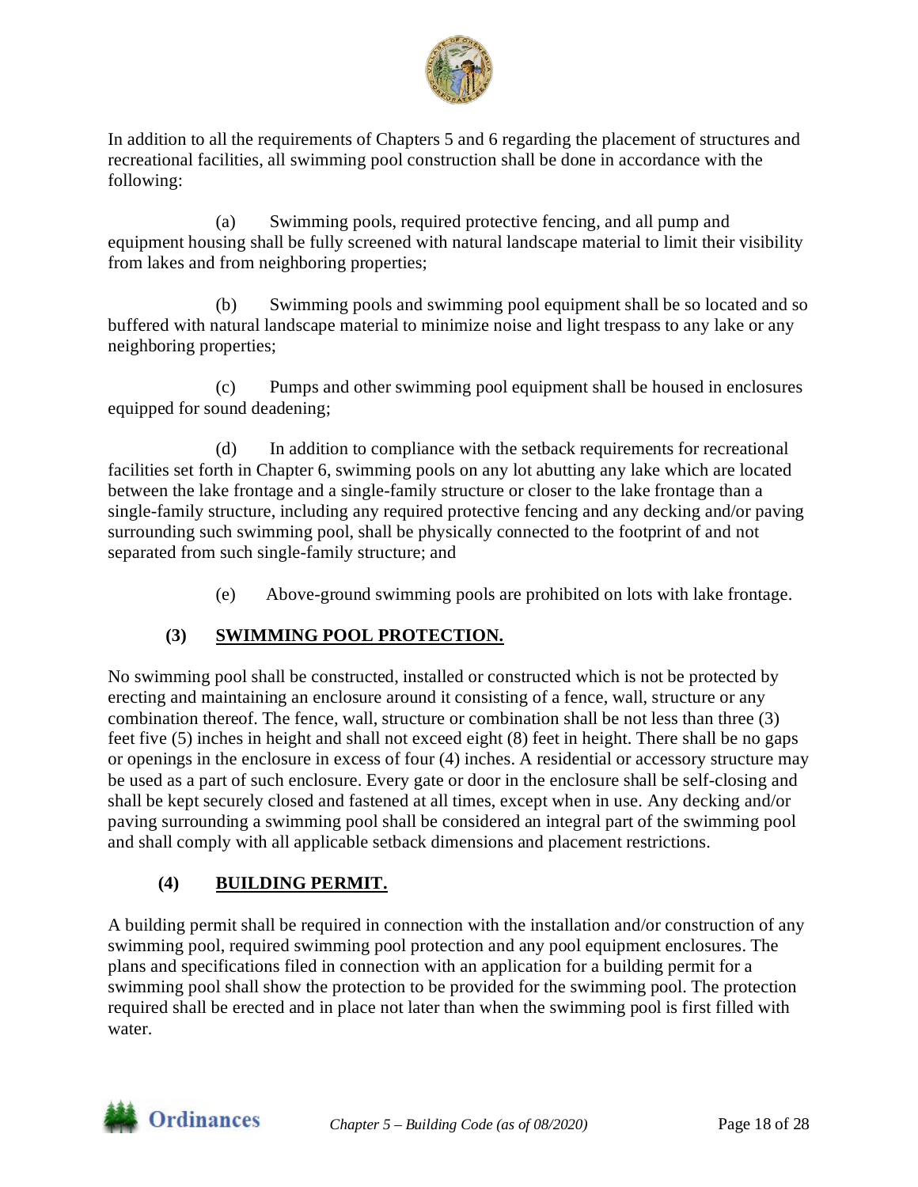In addition to all the requirements of Chapters 5 and 6 regarding the placement of structures and recreational facilities, all swimming pool construction shall be done in accordance with the following:

(a) Swimming pools, required protective fencing, and all pump and equipment housing shall be fully screened with natural landscape material to limit their visibility from lakes and from neighboring properties;

(b) Swimming pools and swimming pool equipment shall be so located and so buffered with natural landscape material to minimize noise and light trespass to any lake or any neighboring properties;

(c) Pumps and other swimming pool equipment shall be housed in enclosures equipped for sound deadening;

(d) In addition to compliance with the setback requirements for recreational facilities set forth in Chapter 6, swimming pools on any lot abutting any lake which are located between the lake frontage and a single-family structure or closer to the lake frontage than a single-family structure, including any required protective fencing and any decking and/or paving surrounding such swimming pool, shall be physically connected to the footprint of and not separated from such single-family structure; and

(e) Above-ground swimming pools are prohibited on lots with lake frontage.

### (3) <u>SWIMMING POOL PROTECTION.</u>

No swimming pool shall be constructed, installed or constructed which is not be protected by erecting and maintaining an enclosure around it consisting of a fence, wall, structure or any combination thereof. The fence, wall, structure or combination shall be not less than three (3) feet five (5) inches in height and shall not exceed eight (8) feet in height. There shall be no gaps or openings in the enclosure in excess of four (4) inches. A residential or accessory structure may be used as a part of such enclosure. Every gate or door in the enclosure shall be self-closing and shall be kept securely closed and fastened at all times, except when in use. Any decking and/or paving surrounding a swimming pool shall be considered an integral part of the swimming pool and shall comply with all applicable setback dimensions and placement restrictions.

### (4) <u>BUILDING PERMIT.</u>

A building permit shall be required in connection with the installation and/or construction of any swimming pool, required swimming pool protection and any pool equipment enclosures. The plans and specifications filed in connection with an application for a building permit for a swimming pool shall show the protection to be provided for the swimming pool. The protection required shall be erected and in place not later than when the swimming pool is first filled with water.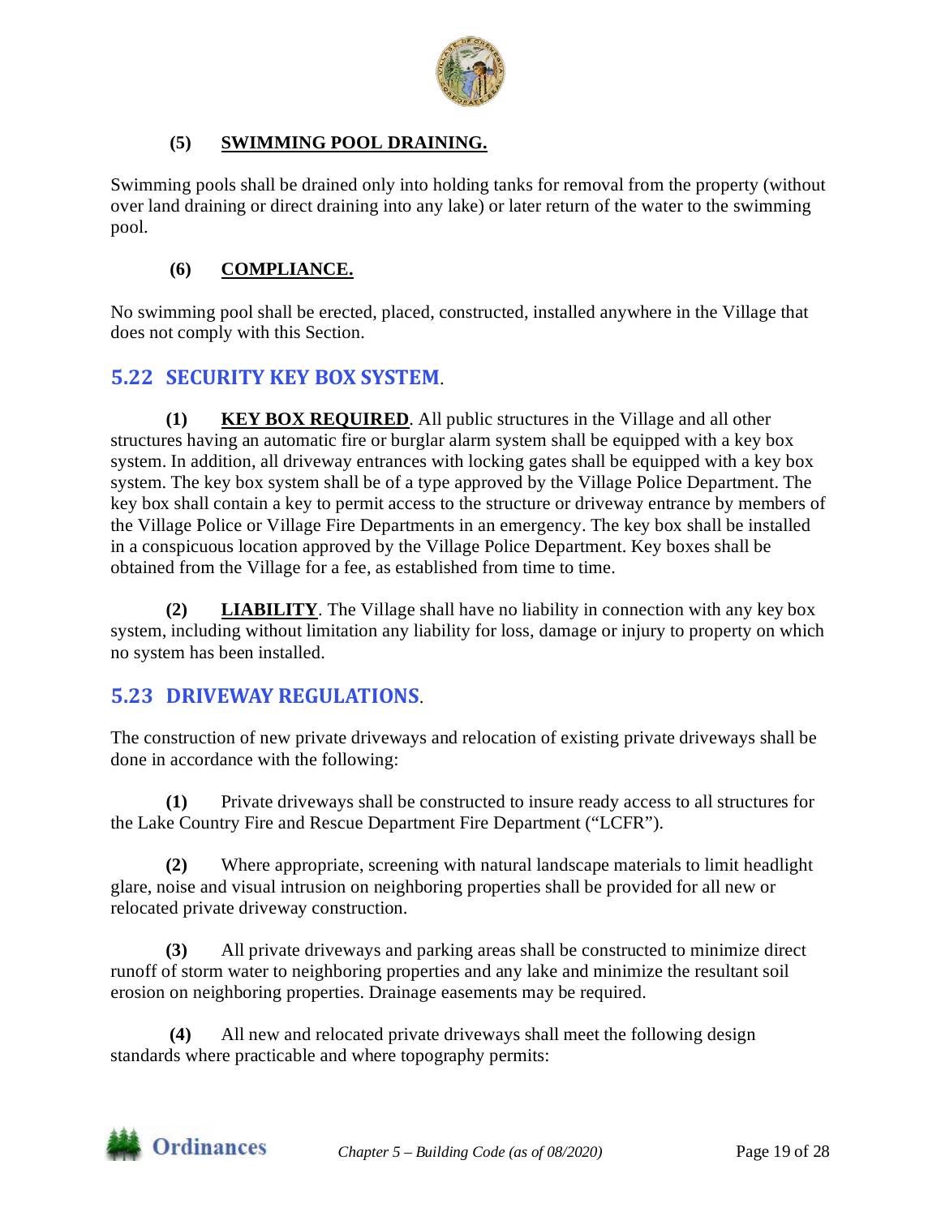#### (5) SWIMMING POOL DRAINING.

Swimming pools shall be drained only into holding tanks for removal from the property (without over land draining or direct draining into any lake) or later return of the water to the swimming pool.

#### (6) COMPLIANCE.

No swimming pool shall be erected, placed, constructed, installed anywhere in the Village that does not comply with this Section.

## 5.22 SECURITY KEY BOX SYSTEM.

**(1)** **KEY BOX REQUIRED**. All public structures in the Village and all other structures having an automatic fire or burglar alarm system shall be equipped with a key box system. In addition, all driveway entrances with locking gates shall be equipped with a key box system. The key box system shall be of a type approved by the Village Police Department. The key box shall contain a key to permit access to the structure or driveway entrance by members of the Village Police or Village Fire Departments in an emergency. The key box shall be installed in a conspicuous location approved by the Village Police Department. Key boxes shall be obtained from the Village for a fee, as established from time to time.

**(2)** **LIABILITY**. The Village shall have no liability in connection with any key box system, including without limitation any liability for loss, damage or injury to property on which no system has been installed.

## 5.23 DRIVEWAY REGULATIONS.

The construction of new private driveways and relocation of existing private driveways shall be done in accordance with the following:

**(1)** Private driveways shall be constructed to insure ready access to all structures for the Lake Country Fire and Rescue Department Fire Department ("LCFR").

**(2)** Where appropriate, screening with natural landscape materials to limit headlight glare, noise and visual intrusion on neighboring properties shall be provided for all new or relocated private driveway construction.

**(3)** All private driveways and parking areas shall be constructed to minimize direct runoff of storm water to neighboring properties and any lake and minimize the resultant soil erosion on neighboring properties. Drainage easements may be required.

**(4)** All new and relocated private driveways shall meet the following design standards where practicable and where topography permits: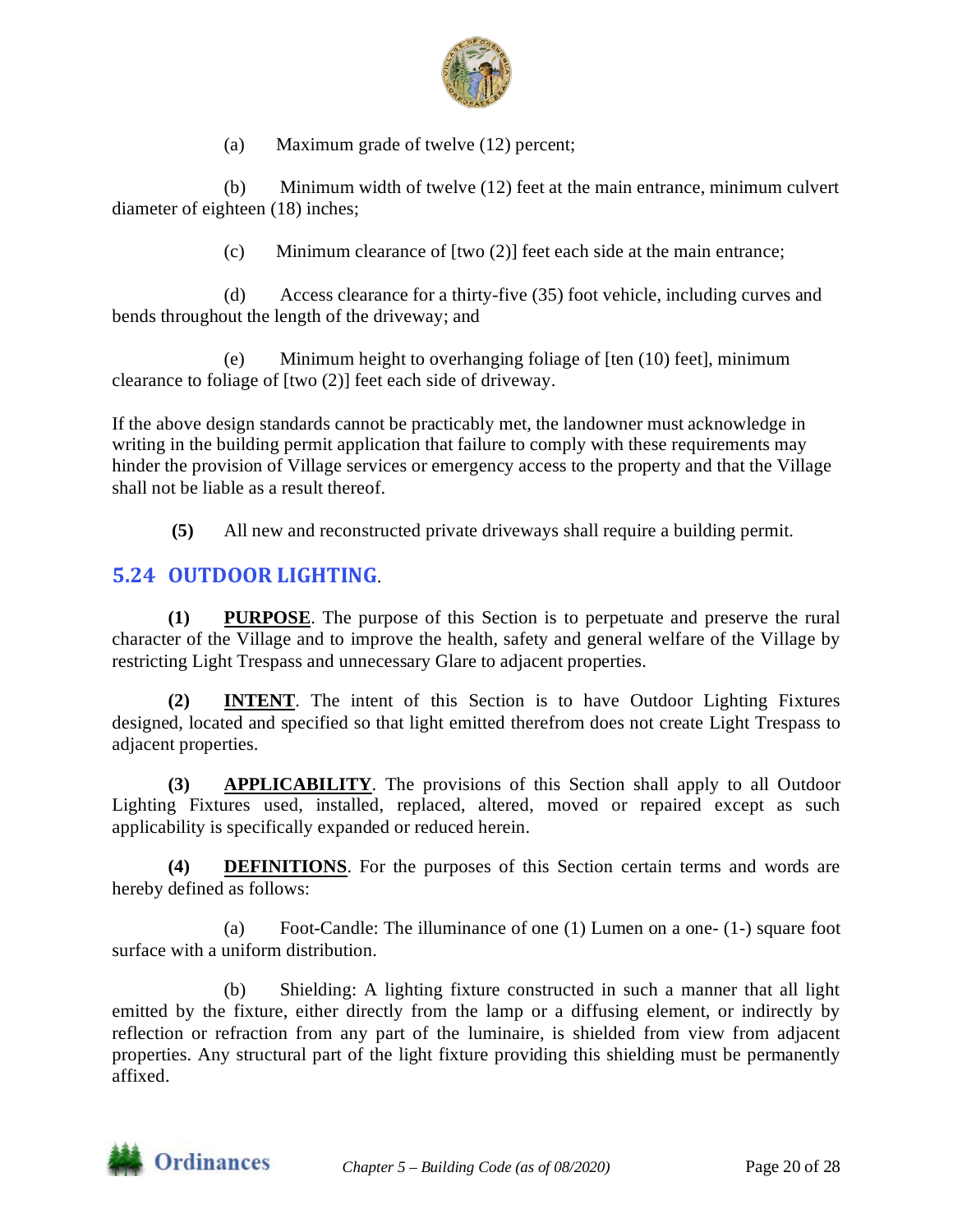(a) Maximum grade of twelve (12) percent;

(b) Minimum width of twelve (12) feet at the main entrance, minimum culvert diameter of eighteen (18) inches;

(c) Minimum clearance of [two (2)] feet each side at the main entrance;

(d) Access clearance for a thirty-five (35) foot vehicle, including curves and bends throughout the length of the driveway; and

(e) Minimum height to overhanging foliage of [ten (10) feet], minimum clearance to foliage of [two (2)] feet each side of driveway.

If the above design standards cannot be practicably met, the landowner must acknowledge in writing in the building permit application that failure to comply with these requirements may hinder the provision of Village services or emergency access to the property and that the Village shall not be liable as a result thereof.

**(5)** All new and reconstructed private driveways shall require a building permit.

## 5.24 OUTDOOR LIGHTING.

**(1)** **PURPOSE**. The purpose of this Section is to perpetuate and preserve the rural character of the Village and to improve the health, safety and general welfare of the Village by restricting Light Trespass and unnecessary Glare to adjacent properties.

**(2)** **INTENT**. The intent of this Section is to have Outdoor Lighting Fixtures designed, located and specified so that light emitted therefrom does not create Light Trespass to adjacent properties.

**(3)** **APPLICABILITY**. The provisions of this Section shall apply to all Outdoor Lighting Fixtures used, installed, replaced, altered, moved or repaired except as such applicability is specifically expanded or reduced herein.

**(4)** **DEFINITIONS**. For the purposes of this Section certain terms and words are hereby defined as follows:

(a) Foot-Candle: The illuminance of one (1) Lumen on a one- (1-) square foot surface with a uniform distribution.

(b) Shielding: A lighting fixture constructed in such a manner that all light emitted by the fixture, either directly from the lamp or a diffusing element, or indirectly by reflection or refraction from any part of the luminaire, is shielded from view from adjacent properties. Any structural part of the light fixture providing this shielding must be permanently affixed.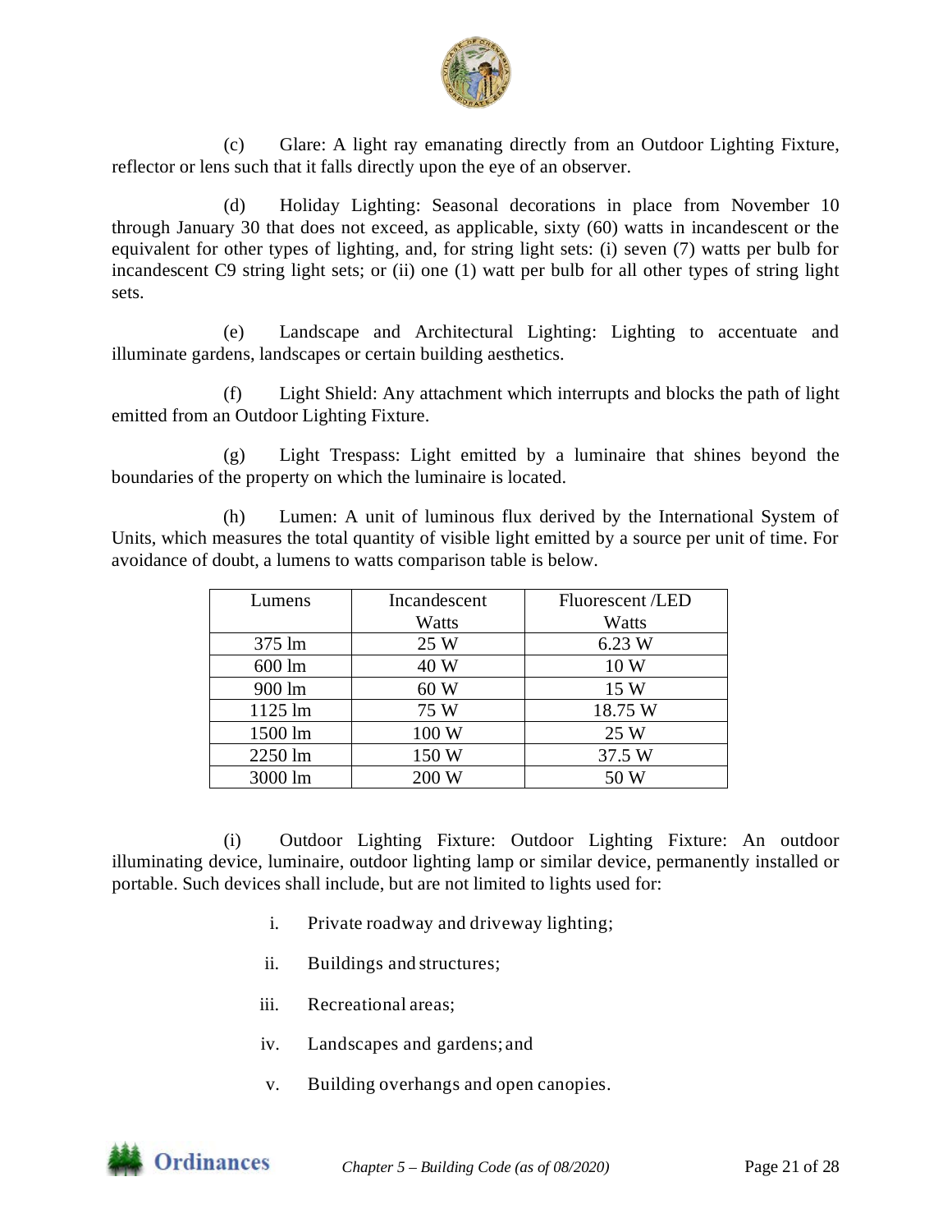(c) Glare: A light ray emanating directly from an Outdoor Lighting Fixture, reflector or lens such that it falls directly upon the eye of an observer.

(d) Holiday Lighting: Seasonal decorations in place from November 10 through January 30 that does not exceed, as applicable, sixty (60) watts in incandescent or the equivalent for other types of lighting, and, for string light sets: (i) seven (7) watts per bulb for incandescent C9 string light sets; or (ii) one (1) watt per bulb for all other types of string light sets.

(e) Landscape and Architectural Lighting: Lighting to accentuate and illuminate gardens, landscapes or certain building aesthetics.

(f) Light Shield: Any attachment which interrupts and blocks the path of light emitted from an Outdoor Lighting Fixture.

(g) Light Trespass: Light emitted by a luminaire that shines beyond the boundaries of the property on which the luminaire is located.

(h) Lumen: A unit of luminous flux derived by the International System of Units, which measures the total quantity of visible light emitted by a source per unit of time. For avoidance of doubt, a lumens to watts comparison table is below.

| Lumens | Incandescent Watts | Fluorescent /LED Watts |
|---|---|---|
| 375 lm | 25 W | 6.23 W |
| 600 lm | 40 W | 10 W |
| 900 lm | 60 W | 15 W |
| 1125 lm | 75 W | 18.75 W |
| 1500 lm | 100 W | 25 W |
| 2250 lm | 150 W | 37.5 W |
| 3000 lm | 200 W | 50 W |

(i) Outdoor Lighting Fixture: Outdoor Lighting Fixture: An outdoor illuminating device, luminaire, outdoor lighting lamp or similar device, permanently installed or portable. Such devices shall include, but are not limited to lights used for:

i. Private roadway and driveway lighting;

ii. Buildings and structures;

iii. Recreational areas;

iv. Landscapes and gardens; and

v. Building overhangs and open canopies.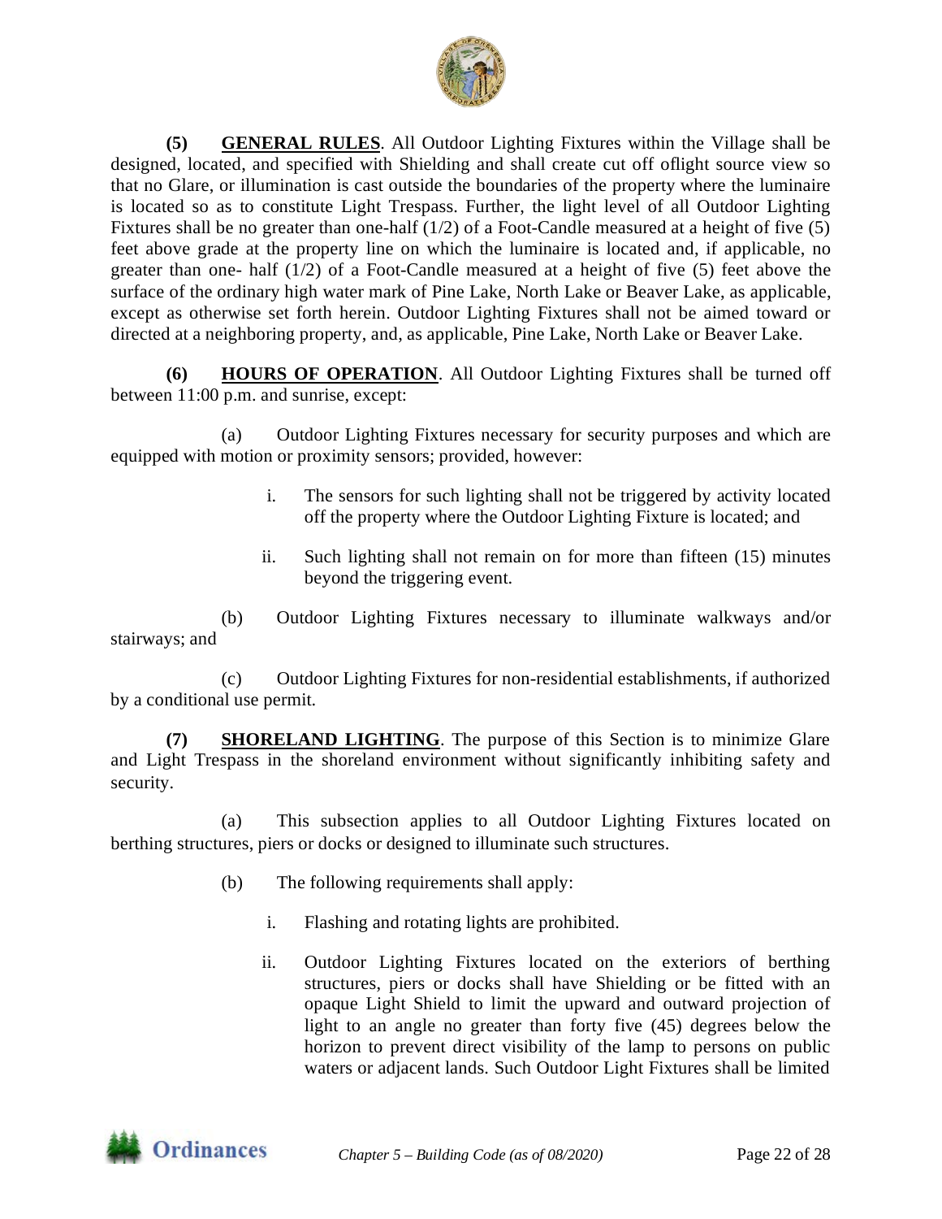**(5) GENERAL RULES**. All Outdoor Lighting Fixtures within the Village shall be designed, located, and specified with Shielding and shall create cut off oflight source view so that no Glare, or illumination is cast outside the boundaries of the property where the luminaire is located so as to constitute Light Trespass. Further, the light level of all Outdoor Lighting Fixtures shall be no greater than one-half (1/2) of a Foot-Candle measured at a height of five (5) feet above grade at the property line on which the luminaire is located and, if applicable, no greater than one- half (1/2) of a Foot-Candle measured at a height of five (5) feet above the surface of the ordinary high water mark of Pine Lake, North Lake or Beaver Lake, as applicable, except as otherwise set forth herein. Outdoor Lighting Fixtures shall not be aimed toward or directed at a neighboring property, and, as applicable, Pine Lake, North Lake or Beaver Lake.

**(6) HOURS OF OPERATION**. All Outdoor Lighting Fixtures shall be turned off between 11:00 p.m. and sunrise, except:

(a) Outdoor Lighting Fixtures necessary for security purposes and which are equipped with motion or proximity sensors; provided, however:

i. The sensors for such lighting shall not be triggered by activity located off the property where the Outdoor Lighting Fixture is located; and

ii. Such lighting shall not remain on for more than fifteen (15) minutes beyond the triggering event.

(b) Outdoor Lighting Fixtures necessary to illuminate walkways and/or stairways; and

(c) Outdoor Lighting Fixtures for non-residential establishments, if authorized by a conditional use permit.

**(7) SHORELAND LIGHTING**. The purpose of this Section is to minimize Glare and Light Trespass in the shoreland environment without significantly inhibiting safety and security.

(a) This subsection applies to all Outdoor Lighting Fixtures located on berthing structures, piers or docks or designed to illuminate such structures.

(b) The following requirements shall apply:

i. Flashing and rotating lights are prohibited.

ii. Outdoor Lighting Fixtures located on the exteriors of berthing structures, piers or docks shall have Shielding or be fitted with an opaque Light Shield to limit the upward and outward projection of light to an angle no greater than forty five (45) degrees below the horizon to prevent direct visibility of the lamp to persons on public waters or adjacent lands. Such Outdoor Light Fixtures shall be limited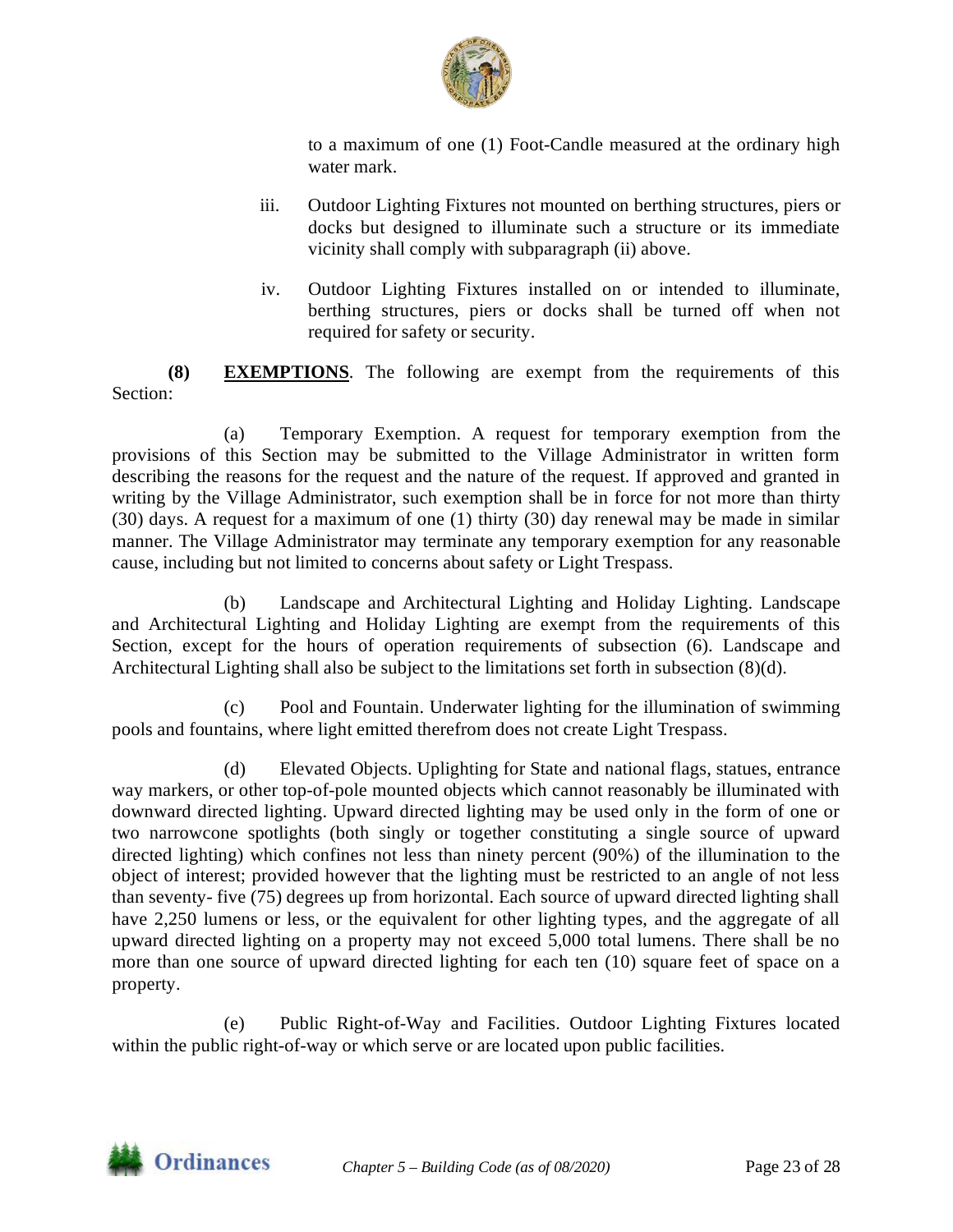to a maximum of one (1) Foot-Candle measured at the ordinary high water mark.

iii. Outdoor Lighting Fixtures not mounted on berthing structures, piers or docks but designed to illuminate such a structure or its immediate vicinity shall comply with subparagraph (ii) above.

iv. Outdoor Lighting Fixtures installed on or intended to illuminate, berthing structures, piers or docks shall be turned off when not required for safety or security.

**(8) EXEMPTIONS**. The following are exempt from the requirements of this Section:

(a) Temporary Exemption. A request for temporary exemption from the provisions of this Section may be submitted to the Village Administrator in written form describing the reasons for the request and the nature of the request. If approved and granted in writing by the Village Administrator, such exemption shall be in force for not more than thirty (30) days. A request for a maximum of one (1) thirty (30) day renewal may be made in similar manner. The Village Administrator may terminate any temporary exemption for any reasonable cause, including but not limited to concerns about safety or Light Trespass.

(b) Landscape and Architectural Lighting and Holiday Lighting. Landscape and Architectural Lighting and Holiday Lighting are exempt from the requirements of this Section, except for the hours of operation requirements of subsection (6). Landscape and Architectural Lighting shall also be subject to the limitations set forth in subsection (8)(d).

(c) Pool and Fountain. Underwater lighting for the illumination of swimming pools and fountains, where light emitted therefrom does not create Light Trespass.

(d) Elevated Objects. Uplighting for State and national flags, statues, entrance way markers, or other top-of-pole mounted objects which cannot reasonably be illuminated with downward directed lighting. Upward directed lighting may be used only in the form of one or two narrowcone spotlights (both singly or together constituting a single source of upward directed lighting) which confines not less than ninety percent (90%) of the illumination to the object of interest; provided however that the lighting must be restricted to an angle of not less than seventy- five (75) degrees up from horizontal. Each source of upward directed lighting shall have 2,250 lumens or less, or the equivalent for other lighting types, and the aggregate of all upward directed lighting on a property may not exceed 5,000 total lumens. There shall be no more than one source of upward directed lighting for each ten (10) square feet of space on a property.

(e) Public Right-of-Way and Facilities. Outdoor Lighting Fixtures located within the public right-of-way or which serve or are located upon public facilities.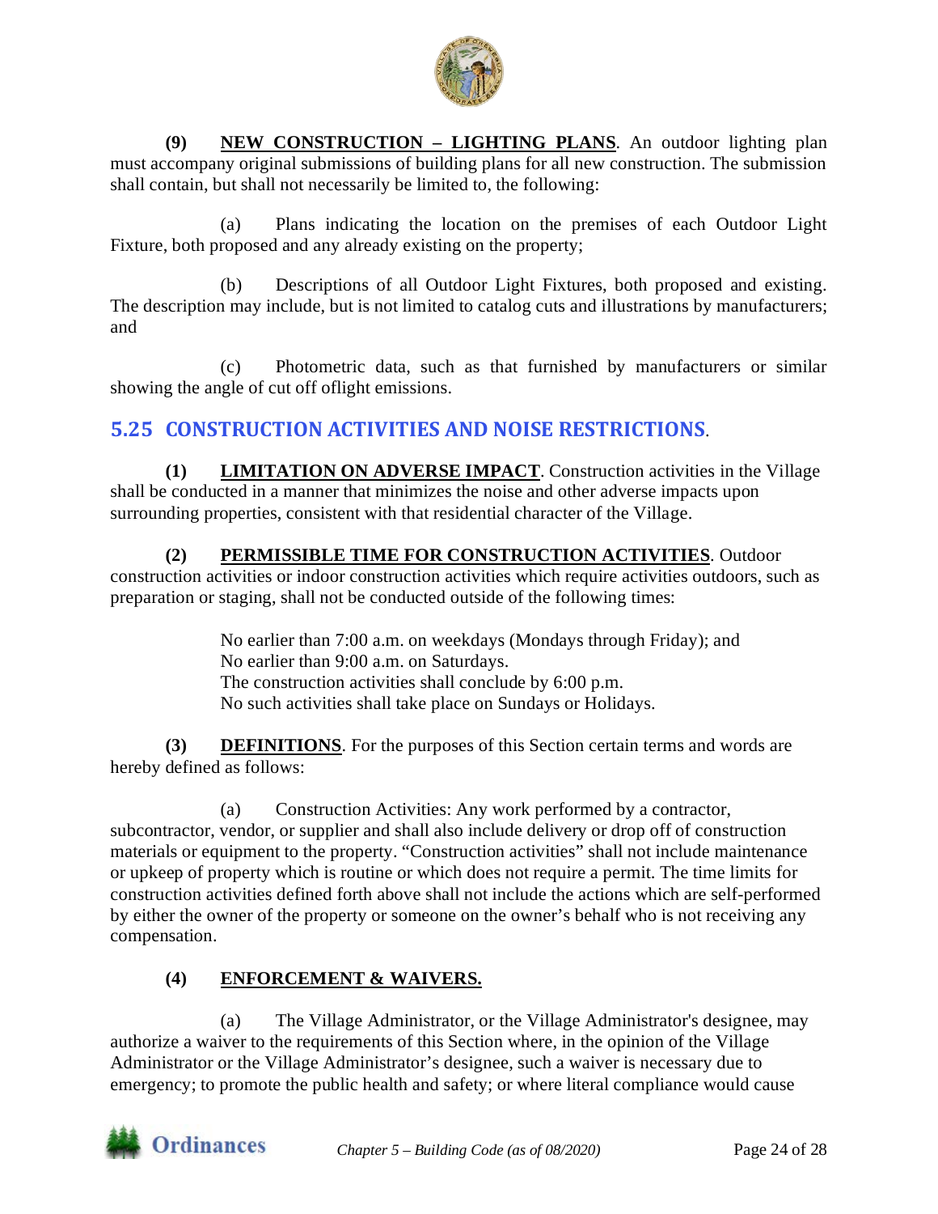**(9) NEW CONSTRUCTION – LIGHTING PLANS**. An outdoor lighting plan must accompany original submissions of building plans for all new construction. The submission shall contain, but shall not necessarily be limited to, the following:

(a) Plans indicating the location on the premises of each Outdoor Light Fixture, both proposed and any already existing on the property;

(b) Descriptions of all Outdoor Light Fixtures, both proposed and existing. The description may include, but is not limited to catalog cuts and illustrations by manufacturers; and

(c) Photometric data, such as that furnished by manufacturers or similar showing the angle of cut off oflight emissions.

## 5.25 CONSTRUCTION ACTIVITIES AND NOISE RESTRICTIONS.

**(1) LIMITATION ON ADVERSE IMPACT**. Construction activities in the Village shall be conducted in a manner that minimizes the noise and other adverse impacts upon surrounding properties, consistent with that residential character of the Village.

**(2) PERMISSIBLE TIME FOR CONSTRUCTION ACTIVITIES**. Outdoor construction activities or indoor construction activities which require activities outdoors, such as preparation or staging, shall not be conducted outside of the following times:

No earlier than 7:00 a.m. on weekdays (Mondays through Friday); and
No earlier than 9:00 a.m. on Saturdays.
The construction activities shall conclude by 6:00 p.m.
No such activities shall take place on Sundays or Holidays.

**(3) DEFINITIONS**. For the purposes of this Section certain terms and words are hereby defined as follows:

(a) Construction Activities: Any work performed by a contractor, subcontractor, vendor, or supplier and shall also include delivery or drop off of construction materials or equipment to the property. "Construction activities" shall not include maintenance or upkeep of property which is routine or which does not require a permit. The time limits for construction activities defined forth above shall not include the actions which are self-performed by either the owner of the property or someone on the owner's behalf who is not receiving any compensation.

**(4) ENFORCEMENT & WAIVERS.**

(a) The Village Administrator, or the Village Administrator's designee, may authorize a waiver to the requirements of this Section where, in the opinion of the Village Administrator or the Village Administrator's designee, such a waiver is necessary due to emergency; to promote the public health and safety; or where literal compliance would cause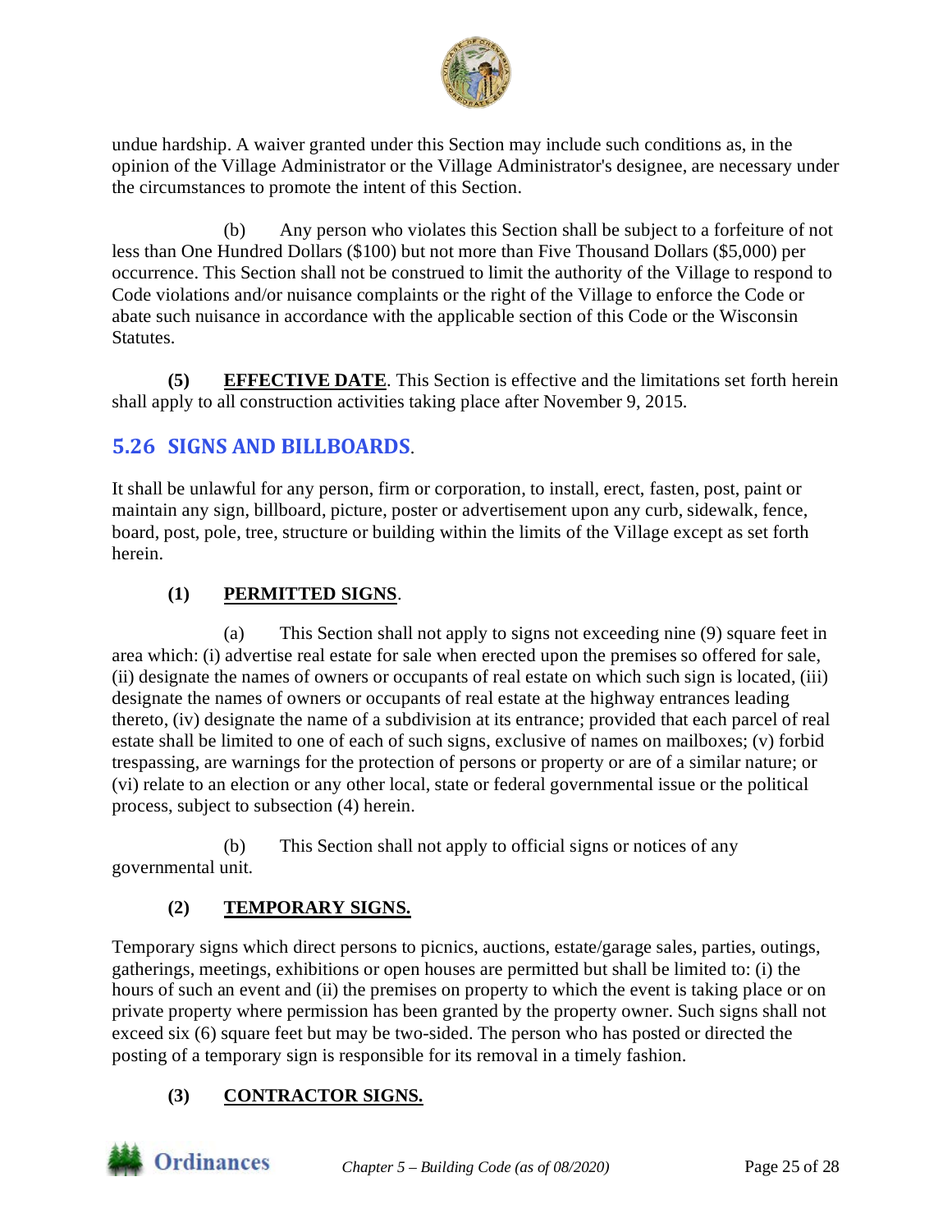undue hardship. A waiver granted under this Section may include such conditions as, in the opinion of the Village Administrator or the Village Administrator's designee, are necessary under the circumstances to promote the intent of this Section.

(b) Any person who violates this Section shall be subject to a forfeiture of not less than One Hundred Dollars ($100) but not more than Five Thousand Dollars ($5,000) per occurrence. This Section shall not be construed to limit the authority of the Village to respond to Code violations and/or nuisance complaints or the right of the Village to enforce the Code or abate such nuisance in accordance with the applicable section of this Code or the Wisconsin Statutes.

**(5) EFFECTIVE DATE**. This Section is effective and the limitations set forth herein shall apply to all construction activities taking place after November 9, 2015.

## 5.26 SIGNS AND BILLBOARDS.

It shall be unlawful for any person, firm or corporation, to install, erect, fasten, post, paint or maintain any sign, billboard, picture, poster or advertisement upon any curb, sidewalk, fence, board, post, pole, tree, structure or building within the limits of the Village except as set forth herein.

### (1) PERMITTED SIGNS.

(a) This Section shall not apply to signs not exceeding nine (9) square feet in area which: (i) advertise real estate for sale when erected upon the premises so offered for sale, (ii) designate the names of owners or occupants of real estate on which such sign is located, (iii) designate the names of owners or occupants of real estate at the highway entrances leading thereto, (iv) designate the name of a subdivision at its entrance; provided that each parcel of real estate shall be limited to one of each of such signs, exclusive of names on mailboxes; (v) forbid trespassing, are warnings for the protection of persons or property or are of a similar nature; or (vi) relate to an election or any other local, state or federal governmental issue or the political process, subject to subsection (4) herein.

(b) This Section shall not apply to official signs or notices of any governmental unit.

### (2) TEMPORARY SIGNS.

Temporary signs which direct persons to picnics, auctions, estate/garage sales, parties, outings, gatherings, meetings, exhibitions or open houses are permitted but shall be limited to: (i) the hours of such an event and (ii) the premises on property to which the event is taking place or on private property where permission has been granted by the property owner. Such signs shall not exceed six (6) square feet but may be two-sided. The person who has posted or directed the posting of a temporary sign is responsible for its removal in a timely fashion.

### (3) CONTRACTOR SIGNS.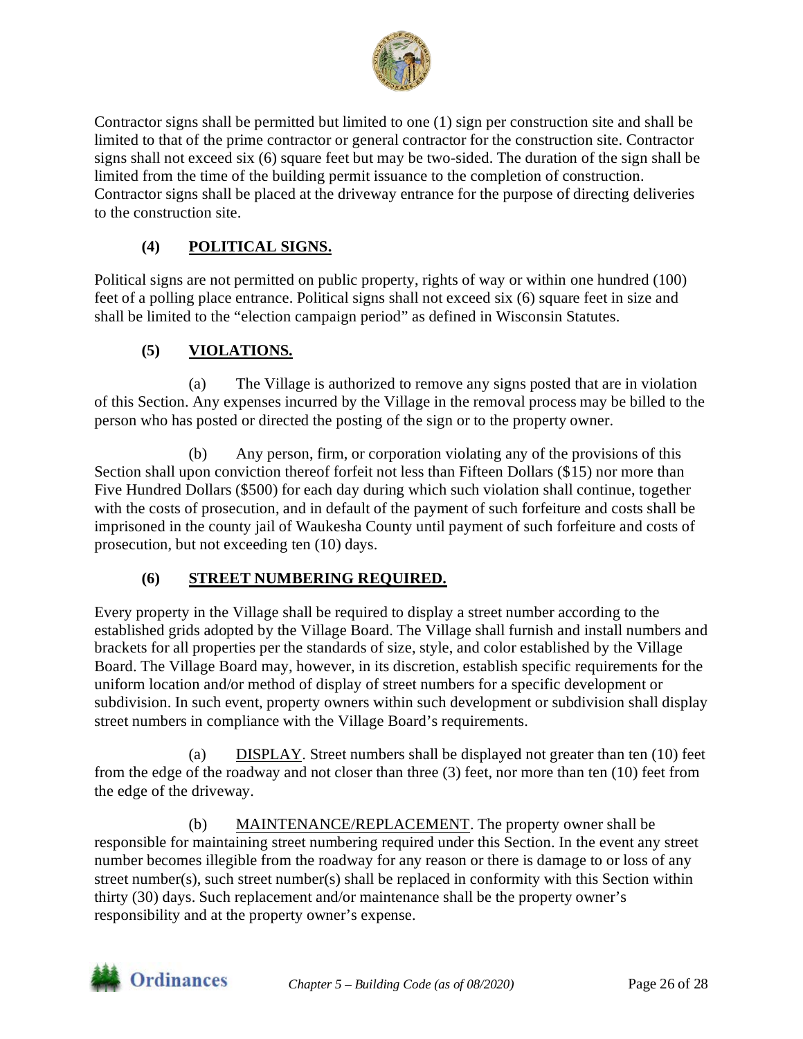Contractor signs shall be permitted but limited to one (1) sign per construction site and shall be limited to that of the prime contractor or general contractor for the construction site. Contractor signs shall not exceed six (6) square feet but may be two-sided. The duration of the sign shall be limited from the time of the building permit issuance to the completion of construction. Contractor signs shall be placed at the driveway entrance for the purpose of directing deliveries to the construction site.

### (4) POLITICAL SIGNS.

Political signs are not permitted on public property, rights of way or within one hundred (100) feet of a polling place entrance. Political signs shall not exceed six (6) square feet in size and shall be limited to the "election campaign period" as defined in Wisconsin Statutes.

### (5) VIOLATIONS.

(a) The Village is authorized to remove any signs posted that are in violation of this Section. Any expenses incurred by the Village in the removal process may be billed to the person who has posted or directed the posting of the sign or to the property owner.

(b) Any person, firm, or corporation violating any of the provisions of this Section shall upon conviction thereof forfeit not less than Fifteen Dollars ($15) nor more than Five Hundred Dollars ($500) for each day during which such violation shall continue, together with the costs of prosecution, and in default of the payment of such forfeiture and costs shall be imprisoned in the county jail of Waukesha County until payment of such forfeiture and costs of prosecution, but not exceeding ten (10) days.

### (6) STREET NUMBERING REQUIRED.

Every property in the Village shall be required to display a street number according to the established grids adopted by the Village Board. The Village shall furnish and install numbers and brackets for all properties per the standards of size, style, and color established by the Village Board. The Village Board may, however, in its discretion, establish specific requirements for the uniform location and/or method of display of street numbers for a specific development or subdivision. In such event, property owners within such development or subdivision shall display street numbers in compliance with the Village Board's requirements.

(a) DISPLAY. Street numbers shall be displayed not greater than ten (10) feet from the edge of the roadway and not closer than three (3) feet, nor more than ten (10) feet from the edge of the driveway.

(b) MAINTENANCE/REPLACEMENT. The property owner shall be responsible for maintaining street numbering required under this Section. In the event any street number becomes illegible from the roadway for any reason or there is damage to or loss of any street number(s), such street number(s) shall be replaced in conformity with this Section within thirty (30) days. Such replacement and/or maintenance shall be the property owner's responsibility and at the property owner's expense.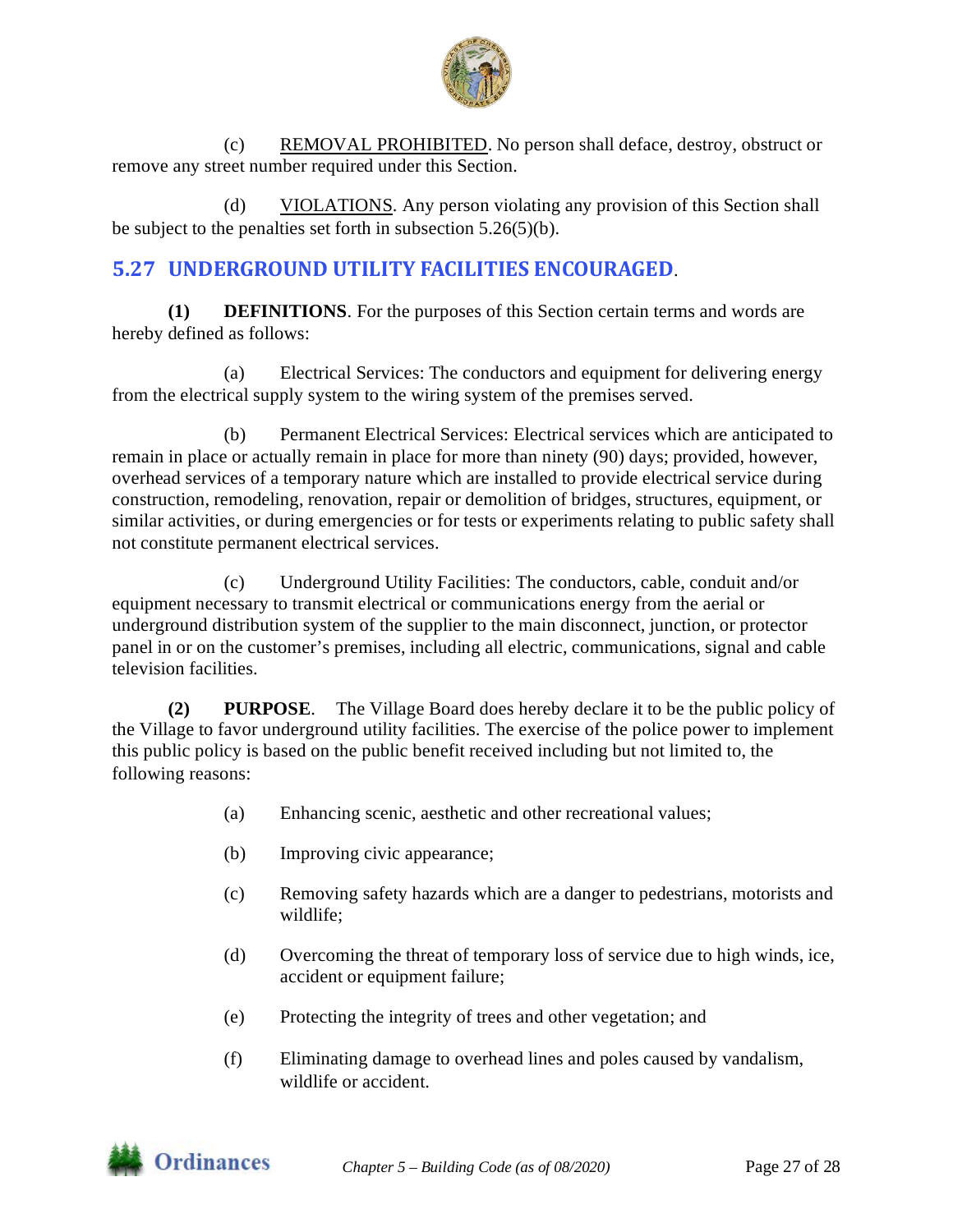(c) REMOVAL PROHIBITED. No person shall deface, destroy, obstruct or remove any street number required under this Section.

(d) VIOLATIONS. Any person violating any provision of this Section shall be subject to the penalties set forth in subsection 5.26(5)(b).

## 5.27 UNDERGROUND UTILITY FACILITIES ENCOURAGED.

**(1) DEFINITIONS**. For the purposes of this Section certain terms and words are hereby defined as follows:

(a) Electrical Services: The conductors and equipment for delivering energy from the electrical supply system to the wiring system of the premises served.

(b) Permanent Electrical Services: Electrical services which are anticipated to remain in place or actually remain in place for more than ninety (90) days; provided, however, overhead services of a temporary nature which are installed to provide electrical service during construction, remodeling, renovation, repair or demolition of bridges, structures, equipment, or similar activities, or during emergencies or for tests or experiments relating to public safety shall not constitute permanent electrical services.

(c) Underground Utility Facilities: The conductors, cable, conduit and/or equipment necessary to transmit electrical or communications energy from the aerial or underground distribution system of the supplier to the main disconnect, junction, or protector panel in or on the customer's premises, including all electric, communications, signal and cable television facilities.

**(2) PURPOSE**. The Village Board does hereby declare it to be the public policy of the Village to favor underground utility facilities. The exercise of the police power to implement this public policy is based on the public benefit received including but not limited to, the following reasons:

(a) Enhancing scenic, aesthetic and other recreational values;

(b) Improving civic appearance;

(c) Removing safety hazards which are a danger to pedestrians, motorists and wildlife;

(d) Overcoming the threat of temporary loss of service due to high winds, ice, accident or equipment failure;

(e) Protecting the integrity of trees and other vegetation; and

(f) Eliminating damage to overhead lines and poles caused by vandalism, wildlife or accident.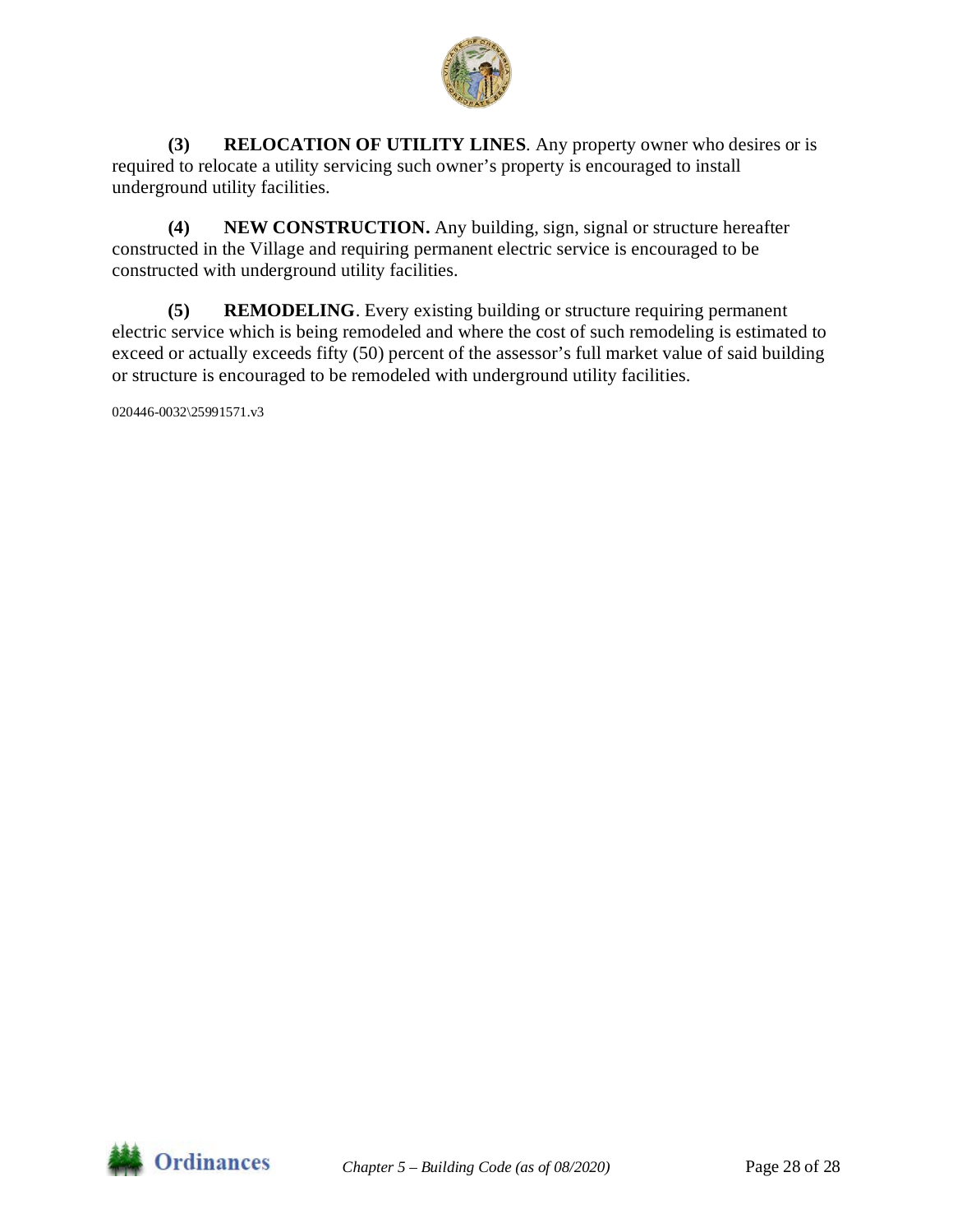**(3) RELOCATION OF UTILITY LINES**. Any property owner who desires or is required to relocate a utility servicing such owner's property is encouraged to install underground utility facilities.

**(4) NEW CONSTRUCTION.** Any building, sign, signal or structure hereafter constructed in the Village and requiring permanent electric service is encouraged to be constructed with underground utility facilities.

**(5) REMODELING**. Every existing building or structure requiring permanent electric service which is being remodeled and where the cost of such remodeling is estimated to exceed or actually exceeds fifty (50) percent of the assessor's full market value of said building or structure is encouraged to be remodeled with underground utility facilities.

020446-0032\25991571.v3